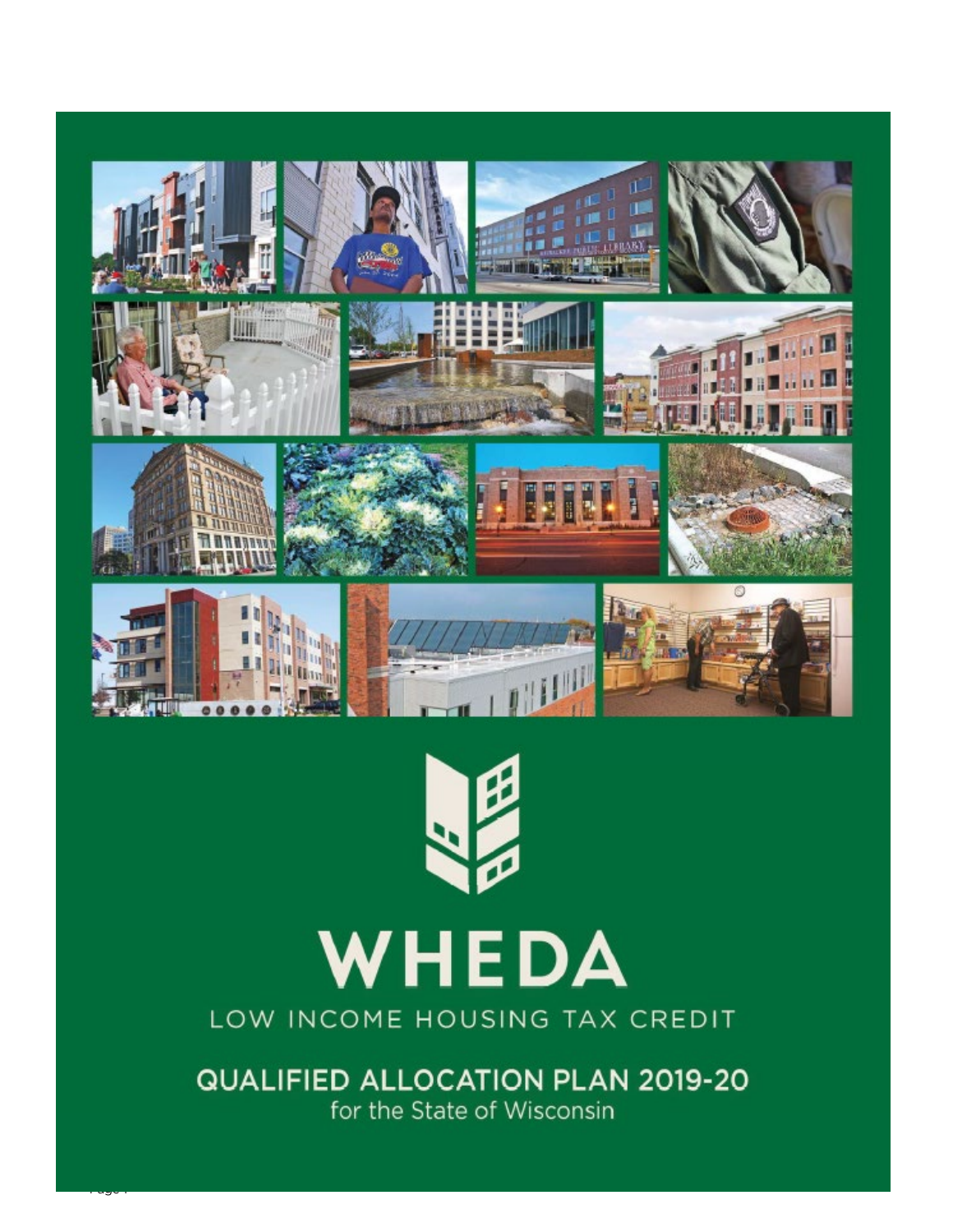# WHEDA

LOW INCOME HOUSING TAX CREDIT

## QUALIFIED ALLOCATION PLAN 2019-20

for the State of Wisconsin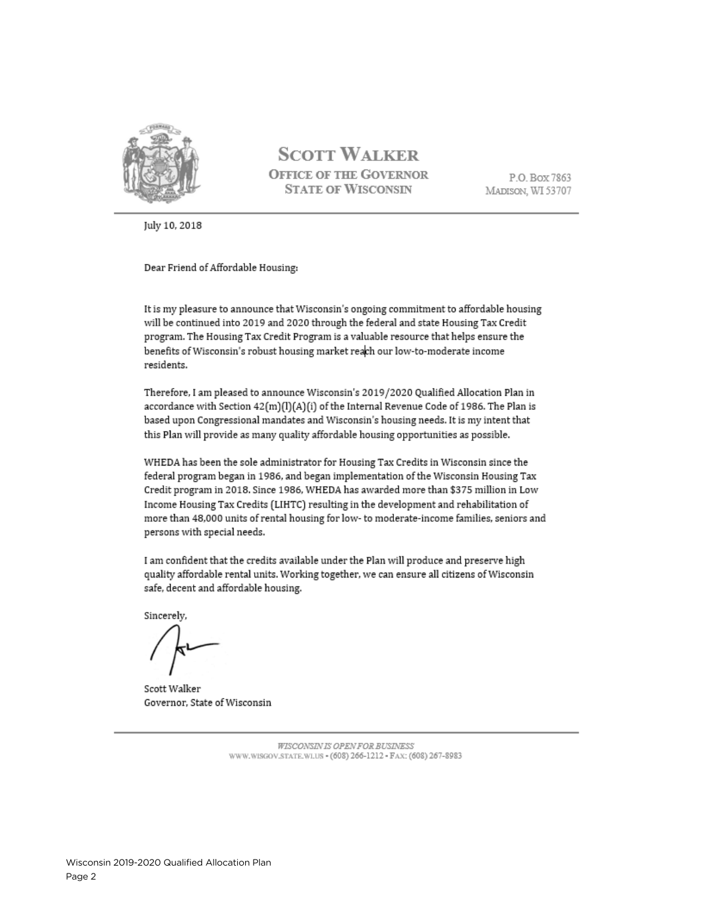**SCOTT WALKER**
**OFFICE OF THE GOVERNOR**
**STATE OF WISCONSIN**

P.O. Box 7863
Madison, WI 53707

July 10, 2018

Dear Friend of Affordable Housing:

It is my pleasure to announce that Wisconsin's ongoing commitment to affordable housing will be continued into 2019 and 2020 through the federal and state Housing Tax Credit program. The Housing Tax Credit Program is a valuable resource that helps ensure the benefits of Wisconsin's robust housing market reach our low-to-moderate income residents.

Therefore, I am pleased to announce Wisconsin's 2019/2020 Qualified Allocation Plan in accordance with Section 42(m)(l)(A)(i) of the Internal Revenue Code of 1986. The Plan is based upon Congressional mandates and Wisconsin's housing needs. It is my intent that this Plan will provide as many quality affordable housing opportunities as possible.

WHEDA has been the sole administrator for Housing Tax Credits in Wisconsin since the federal program began in 1986, and began implementation of the Wisconsin Housing Tax Credit program in 2018. Since 1986, WHEDA has awarded more than $375 million in Low Income Housing Tax Credits (LIHTC) resulting in the development and rehabilitation of more than 48,000 units of rental housing for low- to moderate-income families, seniors and persons with special needs.

I am confident that the credits available under the Plan will produce and preserve high quality affordable rental units. Working together, we can ensure all citizens of Wisconsin safe, decent and affordable housing.

Sincerely,

Scott Walker
Governor, State of Wisconsin

*WISCONSIN IS OPEN FOR BUSINESS*
WWW.WISGOV.STATE.WI.US • (608) 266-1212 • FAX: (608) 267-8983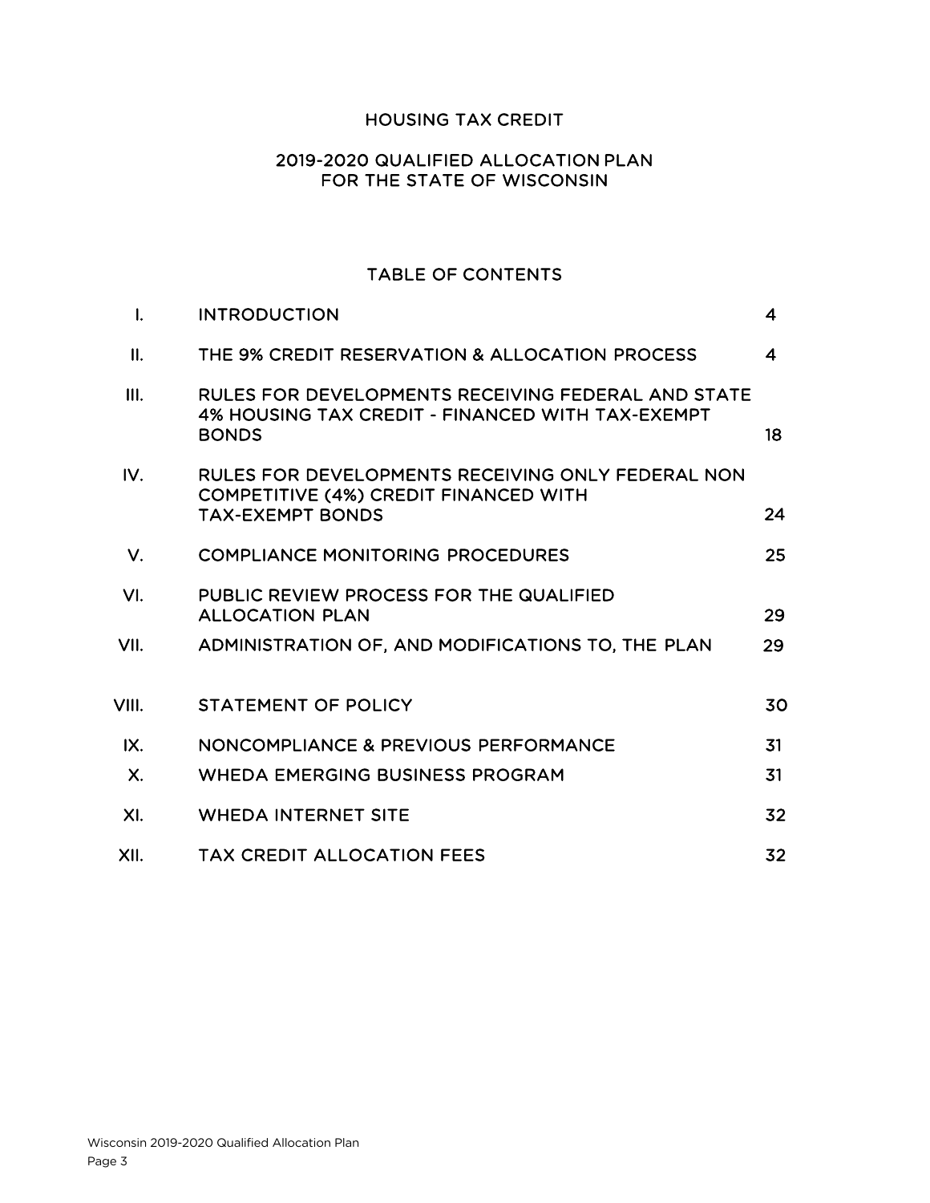# HOUSING TAX CREDIT

## 2019-2020 QUALIFIED ALLOCATION PLAN FOR THE STATE OF WISCONSIN

## TABLE OF CONTENTS

| | | |
|---|---|---|
| I. | INTRODUCTION | 4 |
| II. | THE 9% CREDIT RESERVATION & ALLOCATION PROCESS | 4 |
| III. | RULES FOR DEVELOPMENTS RECEIVING FEDERAL AND STATE 4% HOUSING TAX CREDIT - FINANCED WITH TAX-EXEMPT BONDS | 18 |
| IV. | RULES FOR DEVELOPMENTS RECEIVING ONLY FEDERAL NON COMPETITIVE (4%) CREDIT FINANCED WITH TAX-EXEMPT BONDS | 24 |
| V. | COMPLIANCE MONITORING PROCEDURES | 25 |
| VI. | PUBLIC REVIEW PROCESS FOR THE QUALIFIED ALLOCATION PLAN | 29 |
| VII. | ADMINISTRATION OF, AND MODIFICATIONS TO, THE PLAN | 29 |
| VIII. | STATEMENT OF POLICY | 30 |
| IX. | NONCOMPLIANCE & PREVIOUS PERFORMANCE | 31 |
| X. | WHEDA EMERGING BUSINESS PROGRAM | 31 |
| XI. | WHEDA INTERNET SITE | 32 |
| XII. | TAX CREDIT ALLOCATION FEES | 32 |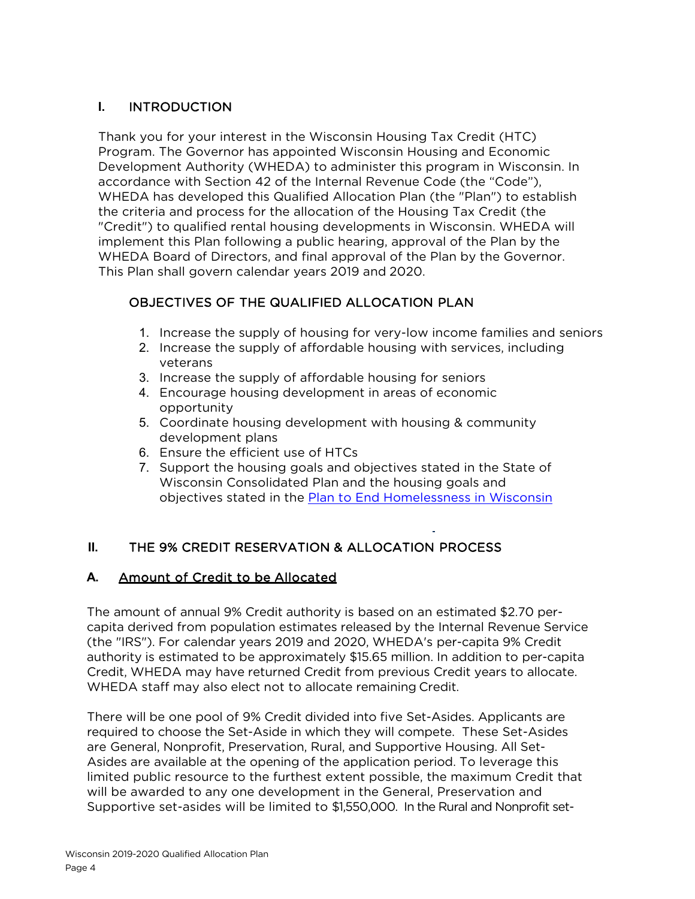## I. INTRODUCTION

Thank you for your interest in the Wisconsin Housing Tax Credit (HTC) Program. The Governor has appointed Wisconsin Housing and Economic Development Authority (WHEDA) to administer this program in Wisconsin. In accordance with Section 42 of the Internal Revenue Code (the "Code"), WHEDA has developed this Qualified Allocation Plan (the "Plan") to establish the criteria and process for the allocation of the Housing Tax Credit (the "Credit") to qualified rental housing developments in Wisconsin. WHEDA will implement this Plan following a public hearing, approval of the Plan by the WHEDA Board of Directors, and final approval of the Plan by the Governor. This Plan shall govern calendar years 2019 and 2020.

### OBJECTIVES OF THE QUALIFIED ALLOCATION PLAN

1. Increase the supply of housing for very-low income families and seniors
2. Increase the supply of affordable housing with services, including veterans
3. Increase the supply of affordable housing for seniors
4. Encourage housing development in areas of economic opportunity
5. Coordinate housing development with housing & community development plans
6. Ensure the efficient use of HTCs
7. Support the housing goals and objectives stated in the State of Wisconsin Consolidated Plan and the housing goals and objectives stated in the Plan to End Homelessness in Wisconsin

## II. THE 9% CREDIT RESERVATION & ALLOCATION PROCESS

### A. Amount of Credit to be Allocated

The amount of annual 9% Credit authority is based on an estimated $2.70 per-capita derived from population estimates released by the Internal Revenue Service (the "IRS"). For calendar years 2019 and 2020, WHEDA's per-capita 9% Credit authority is estimated to be approximately $15.65 million. In addition to per-capita Credit, WHEDA may have returned Credit from previous Credit years to allocate. WHEDA staff may also elect not to allocate remaining Credit.

There will be one pool of 9% Credit divided into five Set-Asides. Applicants are required to choose the Set-Aside in which they will compete. These Set-Asides are General, Nonprofit, Preservation, Rural, and Supportive Housing. All Set-Asides are available at the opening of the application period. To leverage this limited public resource to the furthest extent possible, the maximum Credit that will be awarded to any one development in the General, Preservation and Supportive set-asides will be limited to $1,550,000. In the Rural and Nonprofit set-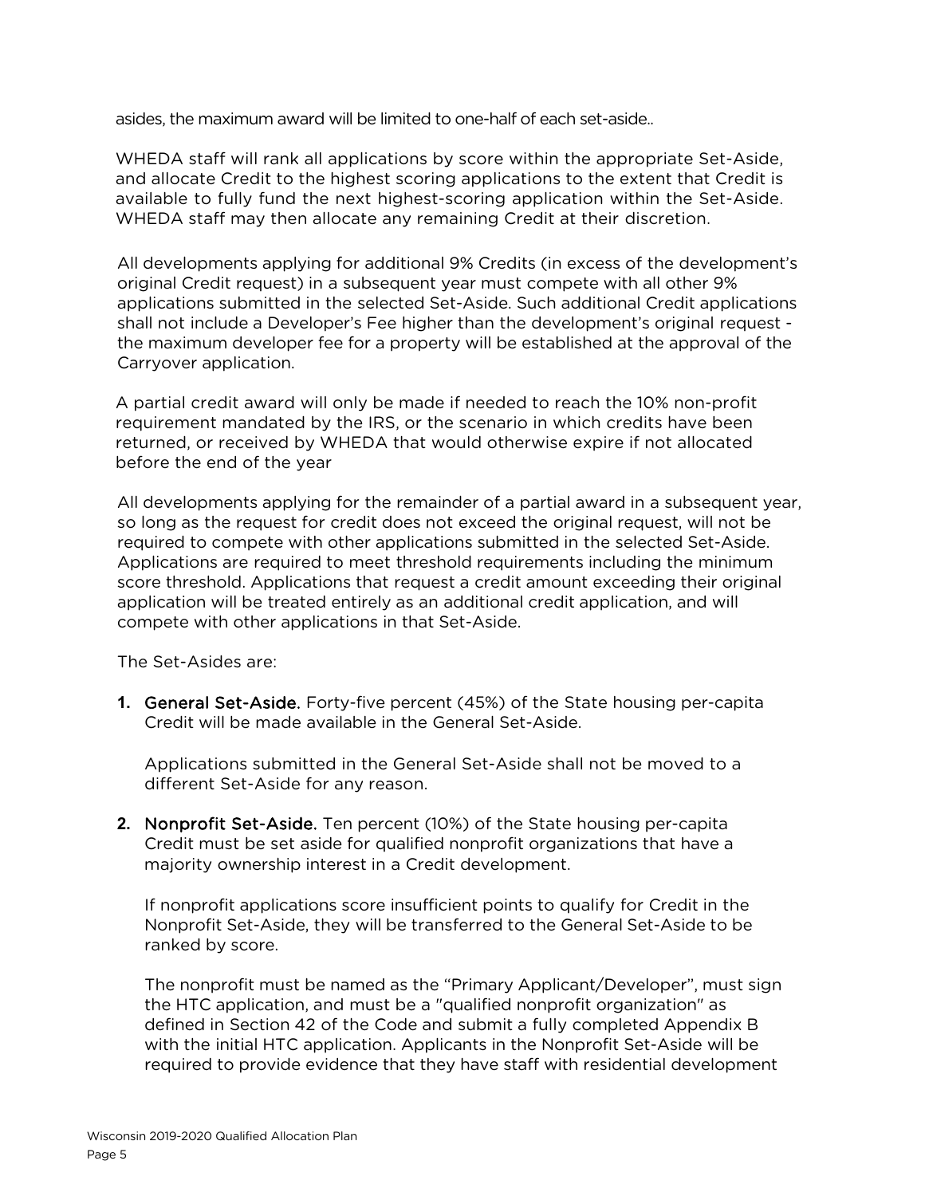asides, the maximum award will be limited to one-half of each set-aside..

WHEDA staff will rank all applications by score within the appropriate Set-Aside, and allocate Credit to the highest scoring applications to the extent that Credit is available to fully fund the next highest-scoring application within the Set-Aside. WHEDA staff may then allocate any remaining Credit at their discretion.

All developments applying for additional 9% Credits (in excess of the development's original Credit request) in a subsequent year must compete with all other 9% applications submitted in the selected Set-Aside. Such additional Credit applications shall not include a Developer's Fee higher than the development's original request - the maximum developer fee for a property will be established at the approval of the Carryover application.

A partial credit award will only be made if needed to reach the 10% non-profit requirement mandated by the IRS, or the scenario in which credits have been returned, or received by WHEDA that would otherwise expire if not allocated before the end of the year

All developments applying for the remainder of a partial award in a subsequent year, so long as the request for credit does not exceed the original request, will not be required to compete with other applications submitted in the selected Set-Aside. Applications are required to meet threshold requirements including the minimum score threshold. Applications that request a credit amount exceeding their original application will be treated entirely as an additional credit application, and will compete with other applications in that Set-Aside.

The Set-Asides are:

1. **General Set-Aside.** Forty-five percent (45%) of the State housing per-capita Credit will be made available in the General Set-Aside.

   Applications submitted in the General Set-Aside shall not be moved to a different Set-Aside for any reason.

2. **Nonprofit Set-Aside.** Ten percent (10%) of the State housing per-capita Credit must be set aside for qualified nonprofit organizations that have a majority ownership interest in a Credit development.

   If nonprofit applications score insufficient points to qualify for Credit in the Nonprofit Set-Aside, they will be transferred to the General Set-Aside to be ranked by score.

   The nonprofit must be named as the "Primary Applicant/Developer", must sign the HTC application, and must be a "qualified nonprofit organization" as defined in Section 42 of the Code and submit a fully completed Appendix B with the initial HTC application. Applicants in the Nonprofit Set-Aside will be required to provide evidence that they have staff with residential development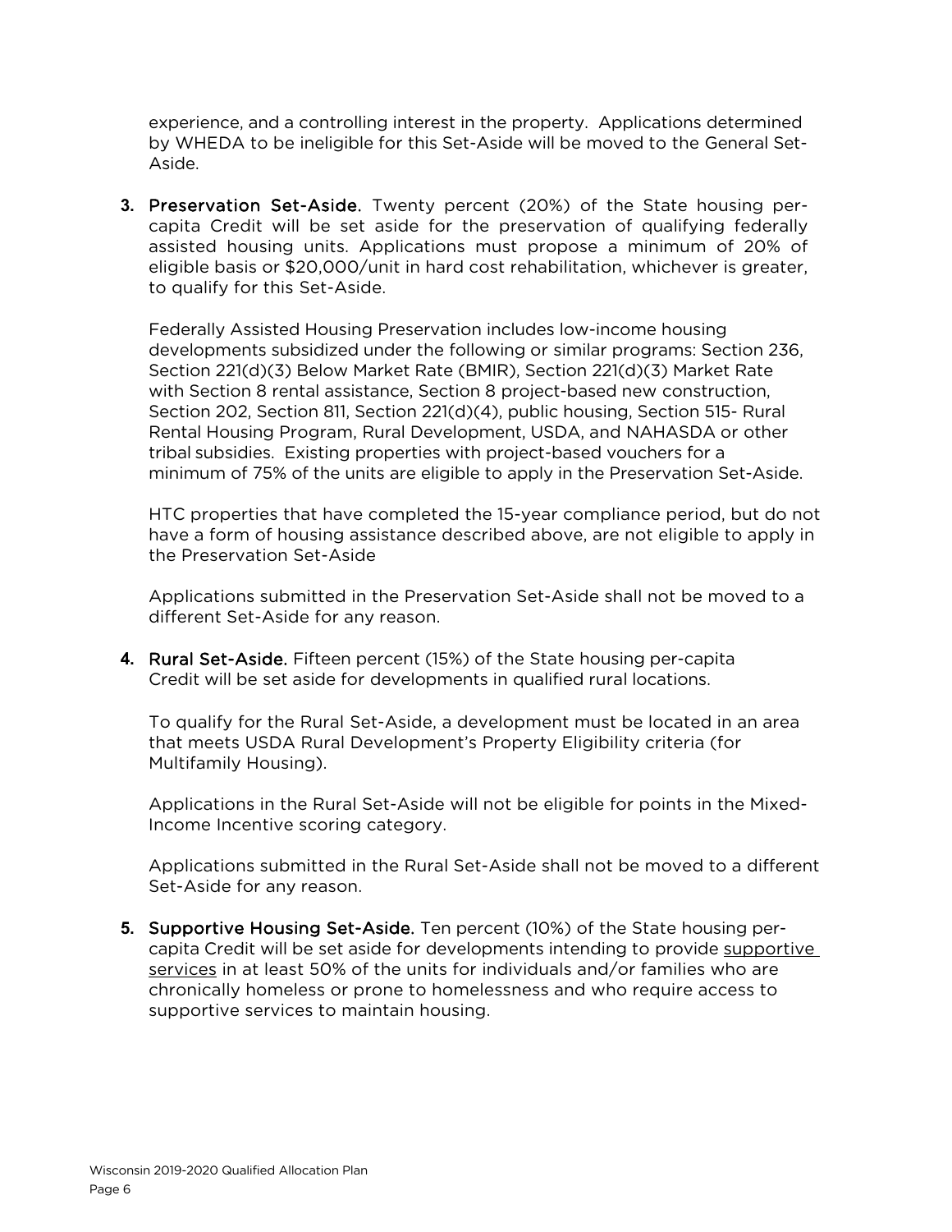experience, and a controlling interest in the property. Applications determined by WHEDA to be ineligible for this Set-Aside will be moved to the General Set-Aside.

3. **Preservation Set-Aside.** Twenty percent (20%) of the State housing per-capita Credit will be set aside for the preservation of qualifying federally assisted housing units. Applications must propose a minimum of 20% of eligible basis or $20,000/unit in hard cost rehabilitation, whichever is greater, to qualify for this Set-Aside.

   Federally Assisted Housing Preservation includes low-income housing developments subsidized under the following or similar programs: Section 236, Section 221(d)(3) Below Market Rate (BMIR), Section 221(d)(3) Market Rate with Section 8 rental assistance, Section 8 project-based new construction, Section 202, Section 811, Section 221(d)(4), public housing, Section 515- Rural Rental Housing Program, Rural Development, USDA, and NAHASDA or other tribal subsidies. Existing properties with project-based vouchers for a minimum of 75% of the units are eligible to apply in the Preservation Set-Aside.

   HTC properties that have completed the 15-year compliance period, but do not have a form of housing assistance described above, are not eligible to apply in the Preservation Set-Aside

   Applications submitted in the Preservation Set-Aside shall not be moved to a different Set-Aside for any reason.

4. **Rural Set-Aside.** Fifteen percent (15%) of the State housing per-capita Credit will be set aside for developments in qualified rural locations.

   To qualify for the Rural Set-Aside, a development must be located in an area that meets USDA Rural Development's Property Eligibility criteria (for Multifamily Housing).

   Applications in the Rural Set-Aside will not be eligible for points in the Mixed-Income Incentive scoring category.

   Applications submitted in the Rural Set-Aside shall not be moved to a different Set-Aside for any reason.

5. **Supportive Housing Set-Aside.** Ten percent (10%) of the State housing per-capita Credit will be set aside for developments intending to provide supportive services in at least 50% of the units for individuals and/or families who are chronically homeless or prone to homelessness and who require access to supportive services to maintain housing.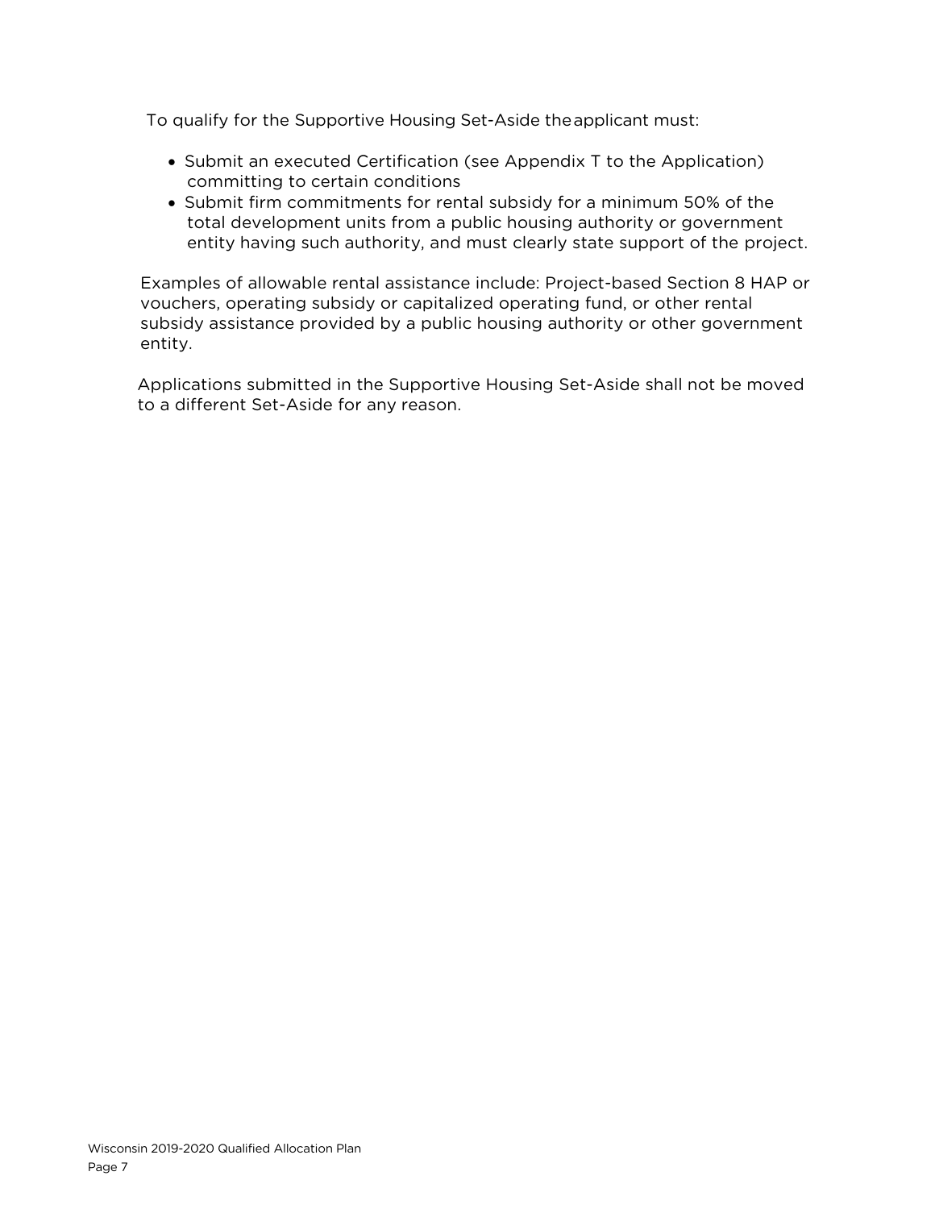To qualify for the Supportive Housing Set-Aside the applicant must:

- Submit an executed Certification (see Appendix T to the Application) committing to certain conditions
- Submit firm commitments for rental subsidy for a minimum 50% of the total development units from a public housing authority or government entity having such authority, and must clearly state support of the project.

Examples of allowable rental assistance include: Project-based Section 8 HAP or vouchers, operating subsidy or capitalized operating fund, or other rental subsidy assistance provided by a public housing authority or other government entity.

Applications submitted in the Supportive Housing Set-Aside shall not be moved to a different Set-Aside for any reason.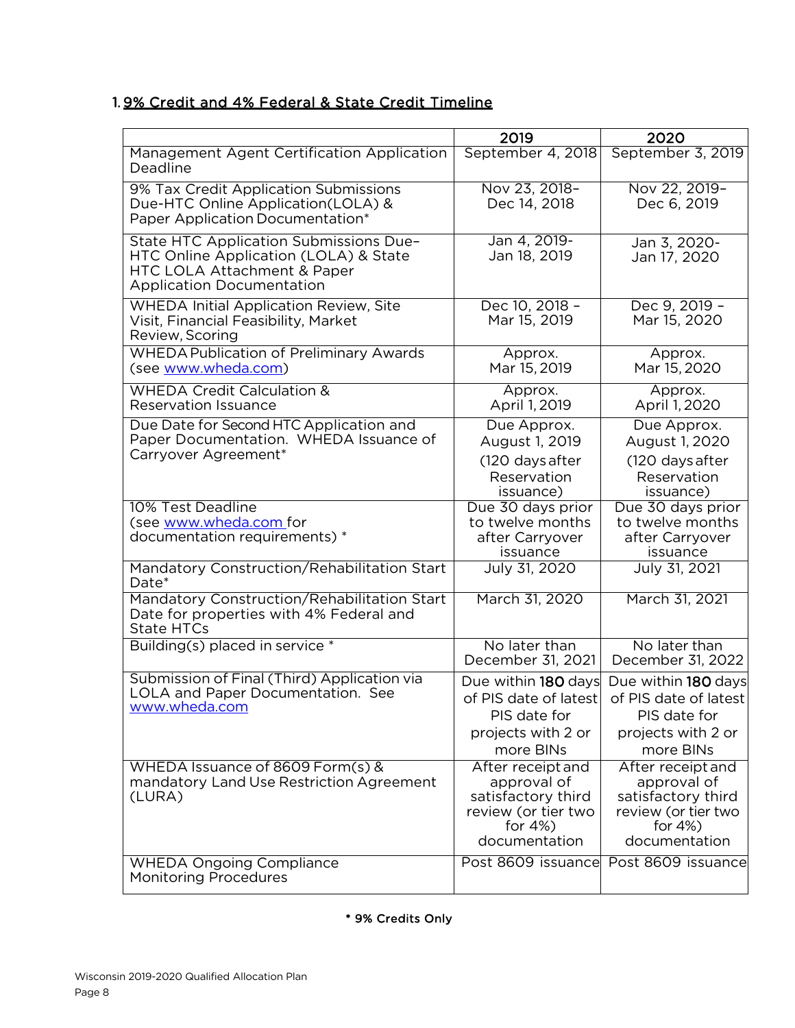## 1. 9% Credit and 4% Federal & State Credit Timeline

| | 2019 | 2020 |
|---|---|---|
| Management Agent Certification Application Deadline | September 4, 2018 | September 3, 2019 |
| 9% Tax Credit Application Submissions Due-HTC Online Application(LOLA) & Paper Application Documentation* | Nov 23, 2018– Dec 14, 2018 | Nov 22, 2019– Dec 6, 2019 |
| State HTC Application Submissions Due– HTC Online Application (LOLA) & State HTC LOLA Attachment & Paper Application Documentation | Jan 4, 2019- Jan 18, 2019 | Jan 3, 2020- Jan 17, 2020 |
| WHEDA Initial Application Review, Site Visit, Financial Feasibility, Market Review, Scoring | Dec 10, 2018 – Mar 15, 2019 | Dec 9, 2019 – Mar 15, 2020 |
| WHEDA Publication of Preliminary Awards (see www.wheda.com) | Approx. Mar 15, 2019 | Approx. Mar 15, 2020 |
| WHEDA Credit Calculation & Reservation Issuance | Approx. April 1, 2019 | Approx. April 1, 2020 |
| Due Date for Second HTC Application and Paper Documentation. WHEDA Issuance of Carryover Agreement* | Due Approx. August 1, 2019 (120 days after Reservation issuance) | Due Approx. August 1, 2020 (120 days after Reservation issuance) |
| 10% Test Deadline (see www.wheda.com for documentation requirements) * | Due 30 days prior to twelve months after Carryover issuance | Due 30 days prior to twelve months after Carryover issuance |
| Mandatory Construction/Rehabilitation Start Date* | July 31, 2020 | July 31, 2021 |
| Mandatory Construction/Rehabilitation Start Date for properties with 4% Federal and State HTCs | March 31, 2020 | March 31, 2021 |
| Building(s) placed in service * | No later than December 31, 2021 | No later than December 31, 2022 |
| Submission of Final (Third) Application via LOLA and Paper Documentation. See www.wheda.com | Due within **180** days of PIS date of latest PIS date for projects with 2 or more BINs | Due within **180** days of PIS date of latest PIS date for projects with 2 or more BINs |
| WHEDA Issuance of 8609 Form(s) & mandatory Land Use Restriction Agreement (LURA) | After receipt and approval of satisfactory third review (or tier two for 4%) documentation | After receipt and approval of satisfactory third review (or tier two for 4%) documentation |
| WHEDA Ongoing Compliance Monitoring Procedures | Post 8609 issuance | Post 8609 issuance |

**\* 9% Credits Only**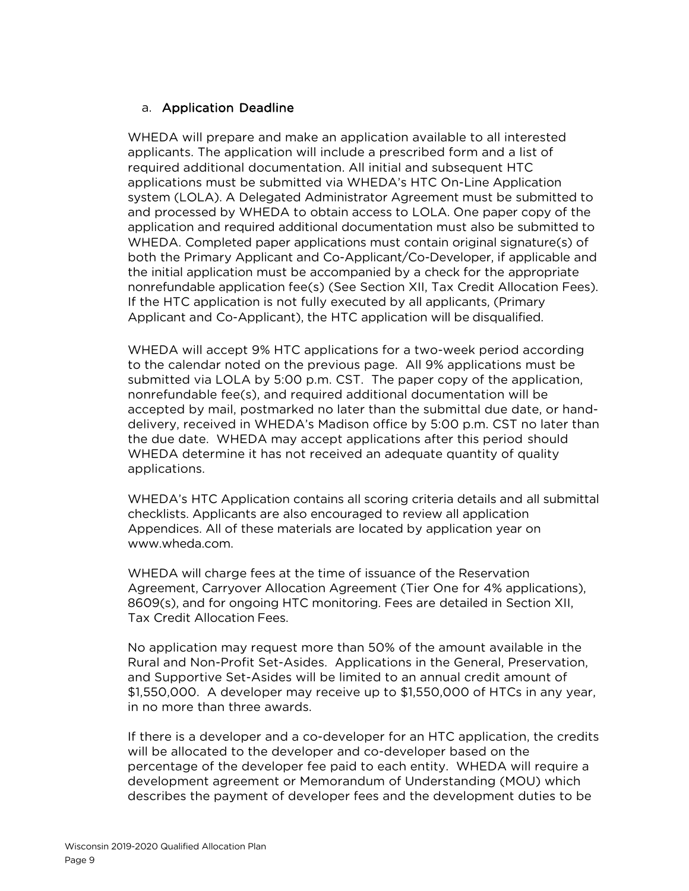### a. Application Deadline

WHEDA will prepare and make an application available to all interested applicants. The application will include a prescribed form and a list of required additional documentation. All initial and subsequent HTC applications must be submitted via WHEDA's HTC On-Line Application system (LOLA). A Delegated Administrator Agreement must be submitted to and processed by WHEDA to obtain access to LOLA. One paper copy of the application and required additional documentation must also be submitted to WHEDA. Completed paper applications must contain original signature(s) of both the Primary Applicant and Co-Applicant/Co-Developer, if applicable and the initial application must be accompanied by a check for the appropriate nonrefundable application fee(s) (See Section XII, Tax Credit Allocation Fees). If the HTC application is not fully executed by all applicants, (Primary Applicant and Co-Applicant), the HTC application will be disqualified.

WHEDA will accept 9% HTC applications for a two-week period according to the calendar noted on the previous page. All 9% applications must be submitted via LOLA by 5:00 p.m. CST. The paper copy of the application, nonrefundable fee(s), and required additional documentation will be accepted by mail, postmarked no later than the submittal due date, or hand-delivery, received in WHEDA's Madison office by 5:00 p.m. CST no later than the due date. WHEDA may accept applications after this period should WHEDA determine it has not received an adequate quantity of quality applications.

WHEDA's HTC Application contains all scoring criteria details and all submittal checklists. Applicants are also encouraged to review all application Appendices. All of these materials are located by application year on www.wheda.com.

WHEDA will charge fees at the time of issuance of the Reservation Agreement, Carryover Allocation Agreement (Tier One for 4% applications), 8609(s), and for ongoing HTC monitoring. Fees are detailed in Section XII, Tax Credit Allocation Fees.

No application may request more than 50% of the amount available in the Rural and Non-Profit Set-Asides. Applications in the General, Preservation, and Supportive Set-Asides will be limited to an annual credit amount of $1,550,000. A developer may receive up to $1,550,000 of HTCs in any year, in no more than three awards.

If there is a developer and a co-developer for an HTC application, the credits will be allocated to the developer and co-developer based on the percentage of the developer fee paid to each entity. WHEDA will require a development agreement or Memorandum of Understanding (MOU) which describes the payment of developer fees and the development duties to be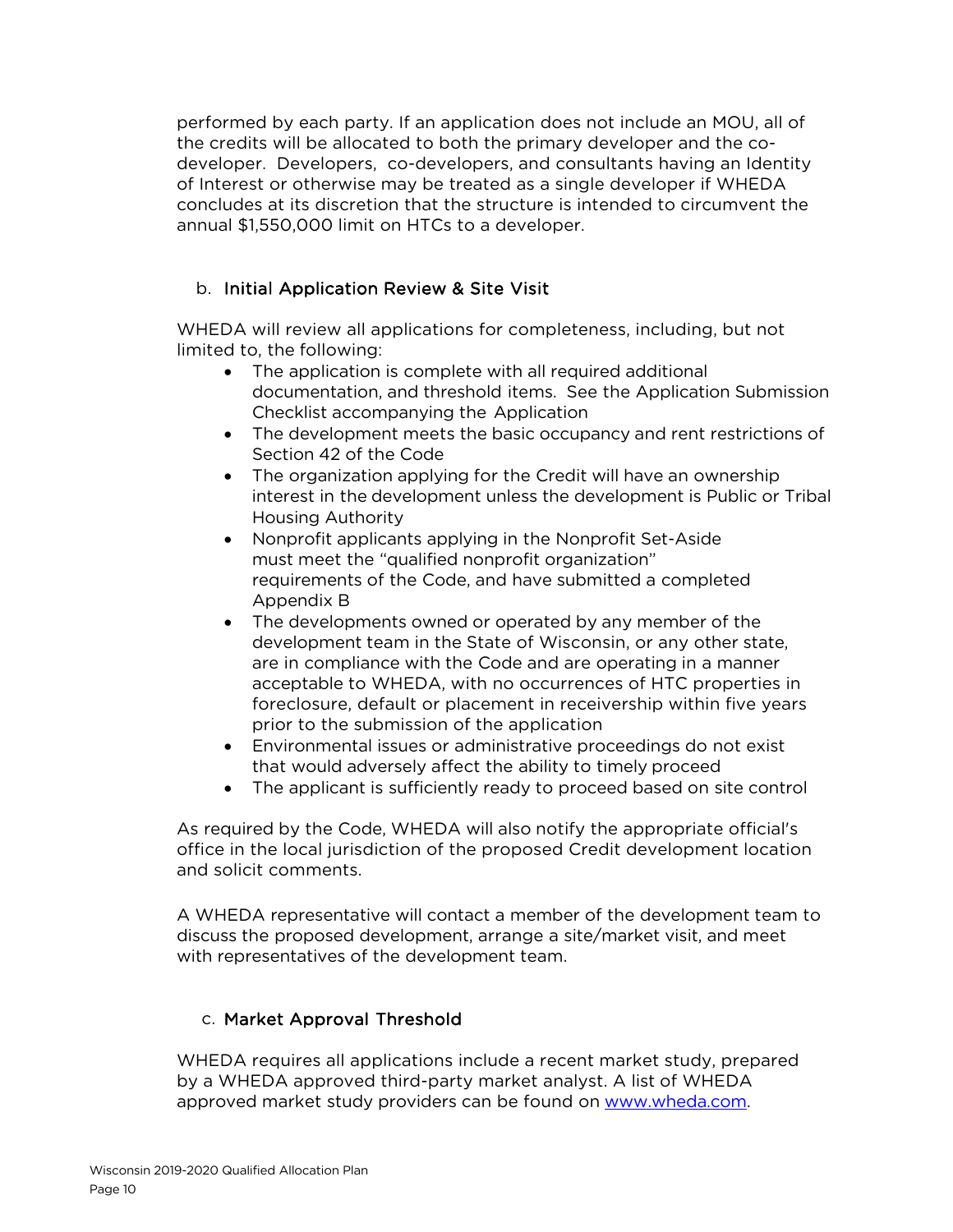performed by each party. If an application does not include an MOU, all of the credits will be allocated to both the primary developer and the co-developer. Developers, co-developers, and consultants having an Identity of Interest or otherwise may be treated as a single developer if WHEDA concludes at its discretion that the structure is intended to circumvent the annual $1,550,000 limit on HTCs to a developer.

### b. Initial Application Review & Site Visit

WHEDA will review all applications for completeness, including, but not limited to, the following:

- The application is complete with all required additional documentation, and threshold items. See the Application Submission Checklist accompanying the Application
- The development meets the basic occupancy and rent restrictions of Section 42 of the Code
- The organization applying for the Credit will have an ownership interest in the development unless the development is Public or Tribal Housing Authority
- Nonprofit applicants applying in the Nonprofit Set-Aside must meet the "qualified nonprofit organization" requirements of the Code, and have submitted a completed Appendix B
- The developments owned or operated by any member of the development team in the State of Wisconsin, or any other state, are in compliance with the Code and are operating in a manner acceptable to WHEDA, with no occurrences of HTC properties in foreclosure, default or placement in receivership within five years prior to the submission of the application
- Environmental issues or administrative proceedings do not exist that would adversely affect the ability to timely proceed
- The applicant is sufficiently ready to proceed based on site control

As required by the Code, WHEDA will also notify the appropriate official's office in the local jurisdiction of the proposed Credit development location and solicit comments.

A WHEDA representative will contact a member of the development team to discuss the proposed development, arrange a site/market visit, and meet with representatives of the development team.

### c. Market Approval Threshold

WHEDA requires all applications include a recent market study, prepared by a WHEDA approved third-party market analyst. A list of WHEDA approved market study providers can be found on [www.wheda.com](http://www.wheda.com).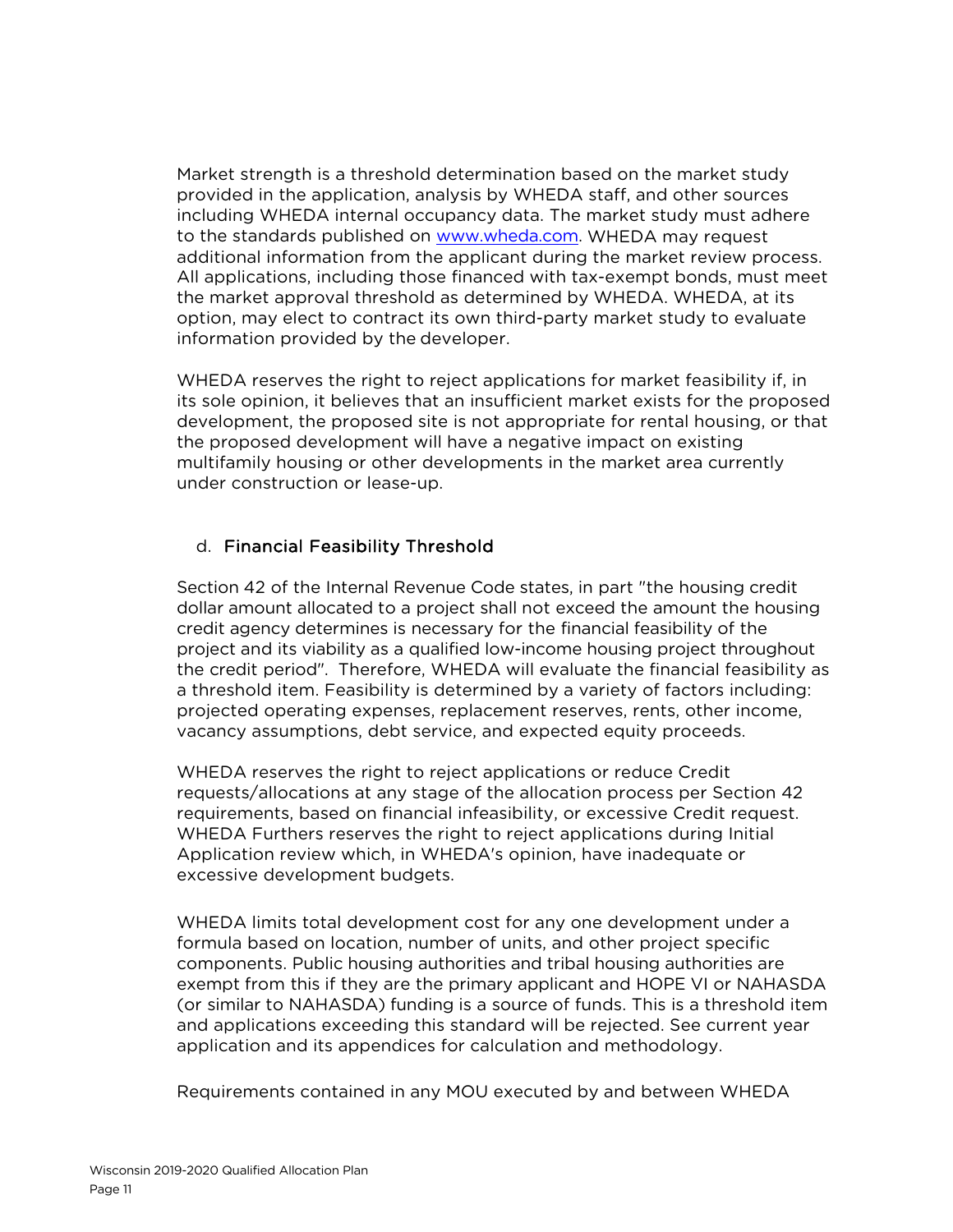Market strength is a threshold determination based on the market study provided in the application, analysis by WHEDA staff, and other sources including WHEDA internal occupancy data. The market study must adhere to the standards published on [www.wheda.com](http://www.wheda.com). WHEDA may request additional information from the applicant during the market review process. All applications, including those financed with tax-exempt bonds, must meet the market approval threshold as determined by WHEDA. WHEDA, at its option, may elect to contract its own third-party market study to evaluate information provided by the developer.

WHEDA reserves the right to reject applications for market feasibility if, in its sole opinion, it believes that an insufficient market exists for the proposed development, the proposed site is not appropriate for rental housing, or that the proposed development will have a negative impact on existing multifamily housing or other developments in the market area currently under construction or lease-up.

### d. Financial Feasibility Threshold

Section 42 of the Internal Revenue Code states, in part "the housing credit dollar amount allocated to a project shall not exceed the amount the housing credit agency determines is necessary for the financial feasibility of the project and its viability as a qualified low-income housing project throughout the credit period". Therefore, WHEDA will evaluate the financial feasibility as a threshold item. Feasibility is determined by a variety of factors including: projected operating expenses, replacement reserves, rents, other income, vacancy assumptions, debt service, and expected equity proceeds.

WHEDA reserves the right to reject applications or reduce Credit requests/allocations at any stage of the allocation process per Section 42 requirements, based on financial infeasibility, or excessive Credit request. WHEDA Furthers reserves the right to reject applications during Initial Application review which, in WHEDA's opinion, have inadequate or excessive development budgets.

WHEDA limits total development cost for any one development under a formula based on location, number of units, and other project specific components. Public housing authorities and tribal housing authorities are exempt from this if they are the primary applicant and HOPE VI or NAHASDA (or similar to NAHASDA) funding is a source of funds. This is a threshold item and applications exceeding this standard will be rejected. See current year application and its appendices for calculation and methodology.

Requirements contained in any MOU executed by and between WHEDA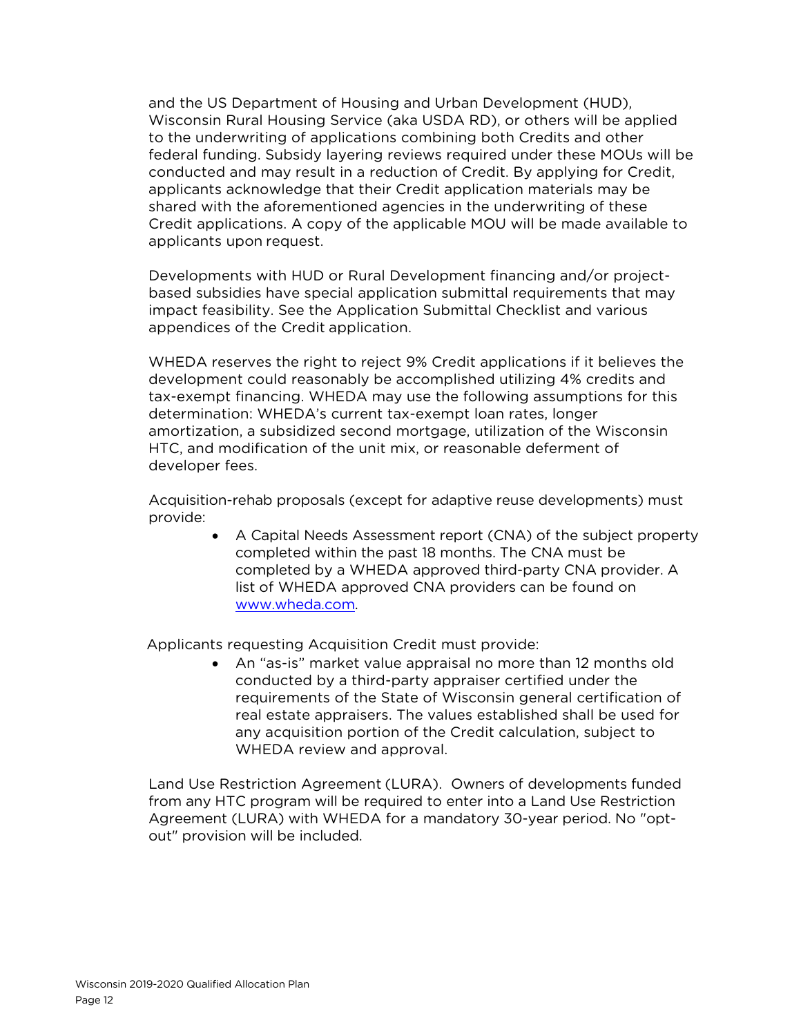and the US Department of Housing and Urban Development (HUD), Wisconsin Rural Housing Service (aka USDA RD), or others will be applied to the underwriting of applications combining both Credits and other federal funding. Subsidy layering reviews required under these MOUs will be conducted and may result in a reduction of Credit. By applying for Credit, applicants acknowledge that their Credit application materials may be shared with the aforementioned agencies in the underwriting of these Credit applications. A copy of the applicable MOU will be made available to applicants upon request.

Developments with HUD or Rural Development financing and/or project-based subsidies have special application submittal requirements that may impact feasibility. See the Application Submittal Checklist and various appendices of the Credit application.

WHEDA reserves the right to reject 9% Credit applications if it believes the development could reasonably be accomplished utilizing 4% credits and tax-exempt financing. WHEDA may use the following assumptions for this determination: WHEDA's current tax-exempt loan rates, longer amortization, a subsidized second mortgage, utilization of the Wisconsin HTC, and modification of the unit mix, or reasonable deferment of developer fees.

Acquisition-rehab proposals (except for adaptive reuse developments) must provide:

- A Capital Needs Assessment report (CNA) of the subject property completed within the past 18 months. The CNA must be completed by a WHEDA approved third-party CNA provider. A list of WHEDA approved CNA providers can be found on www.wheda.com.

Applicants requesting Acquisition Credit must provide:

- An "as-is" market value appraisal no more than 12 months old conducted by a third-party appraiser certified under the requirements of the State of Wisconsin general certification of real estate appraisers. The values established shall be used for any acquisition portion of the Credit calculation, subject to WHEDA review and approval.

Land Use Restriction Agreement (LURA). Owners of developments funded from any HTC program will be required to enter into a Land Use Restriction Agreement (LURA) with WHEDA for a mandatory 30-year period. No "opt-out" provision will be included.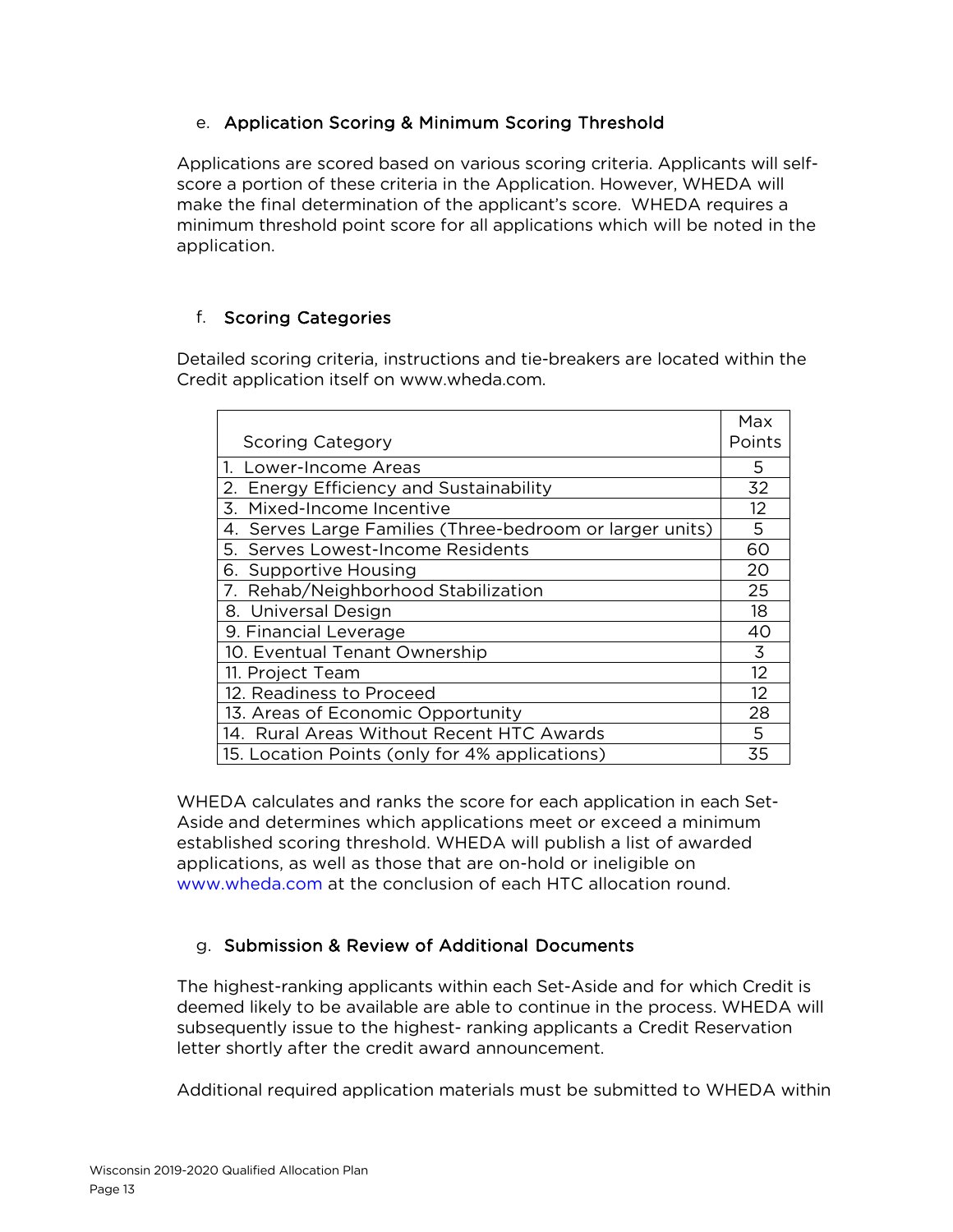e. **Application Scoring & Minimum Scoring Threshold**

Applications are scored based on various scoring criteria. Applicants will self-score a portion of these criteria in the Application. However, WHEDA will make the final determination of the applicant's score. WHEDA requires a minimum threshold point score for all applications which will be noted in the application.

f. **Scoring Categories**

Detailed scoring criteria, instructions and tie-breakers are located within the Credit application itself on www.wheda.com.

| Scoring Category | Max Points |
|---|---|
| 1. Lower-Income Areas | 5 |
| 2. Energy Efficiency and Sustainability | 32 |
| 3. Mixed-Income Incentive | 12 |
| 4. Serves Large Families (Three-bedroom or larger units) | 5 |
| 5. Serves Lowest-Income Residents | 60 |
| 6. Supportive Housing | 20 |
| 7. Rehab/Neighborhood Stabilization | 25 |
| 8. Universal Design | 18 |
| 9. Financial Leverage | 40 |
| 10. Eventual Tenant Ownership | 3 |
| 11. Project Team | 12 |
| 12. Readiness to Proceed | 12 |
| 13. Areas of Economic Opportunity | 28 |
| 14. Rural Areas Without Recent HTC Awards | 5 |
| 15. Location Points (only for 4% applications) | 35 |

WHEDA calculates and ranks the score for each application in each Set-Aside and determines which applications meet or exceed a minimum established scoring threshold. WHEDA will publish a list of awarded applications, as well as those that are on-hold or ineligible on www.wheda.com at the conclusion of each HTC allocation round.

g. **Submission & Review of Additional Documents**

The highest-ranking applicants within each Set-Aside and for which Credit is deemed likely to be available are able to continue in the process. WHEDA will subsequently issue to the highest- ranking applicants a Credit Reservation letter shortly after the credit award announcement.

Additional required application materials must be submitted to WHEDA within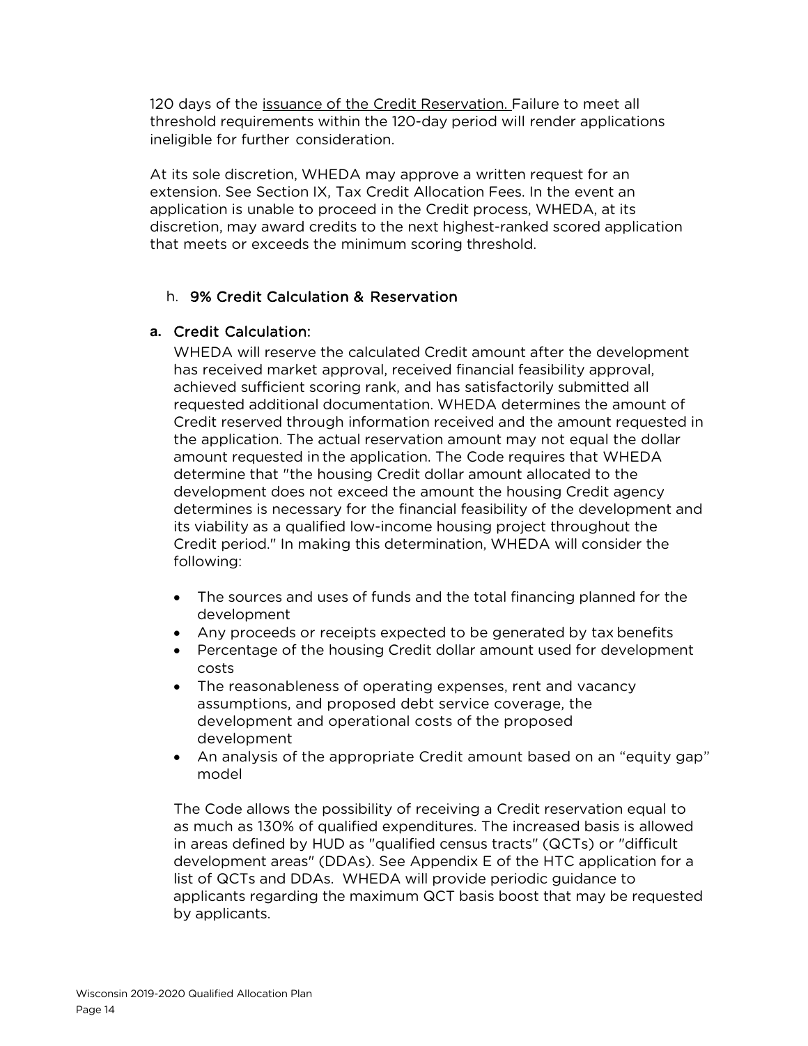120 days of the issuance of the Credit Reservation. Failure to meet all threshold requirements within the 120-day period will render applications ineligible for further consideration.

At its sole discretion, WHEDA may approve a written request for an extension. See Section IX, Tax Credit Allocation Fees. In the event an application is unable to proceed in the Credit process, WHEDA, at its discretion, may award credits to the next highest-ranked scored application that meets or exceeds the minimum scoring threshold.

### h. 9% Credit Calculation & Reservation

#### a. Credit Calculation:

WHEDA will reserve the calculated Credit amount after the development has received market approval, received financial feasibility approval, achieved sufficient scoring rank, and has satisfactorily submitted all requested additional documentation. WHEDA determines the amount of Credit reserved through information received and the amount requested in the application. The actual reservation amount may not equal the dollar amount requested in the application. The Code requires that WHEDA determine that "the housing Credit dollar amount allocated to the development does not exceed the amount the housing Credit agency determines is necessary for the financial feasibility of the development and its viability as a qualified low-income housing project throughout the Credit period." In making this determination, WHEDA will consider the following:

- The sources and uses of funds and the total financing planned for the development
- Any proceeds or receipts expected to be generated by tax benefits
- Percentage of the housing Credit dollar amount used for development costs
- The reasonableness of operating expenses, rent and vacancy assumptions, and proposed debt service coverage, the development and operational costs of the proposed development
- An analysis of the appropriate Credit amount based on an "equity gap" model

The Code allows the possibility of receiving a Credit reservation equal to as much as 130% of qualified expenditures. The increased basis is allowed in areas defined by HUD as "qualified census tracts" (QCTs) or "difficult development areas" (DDAs). See Appendix E of the HTC application for a list of QCTs and DDAs. WHEDA will provide periodic guidance to applicants regarding the maximum QCT basis boost that may be requested by applicants.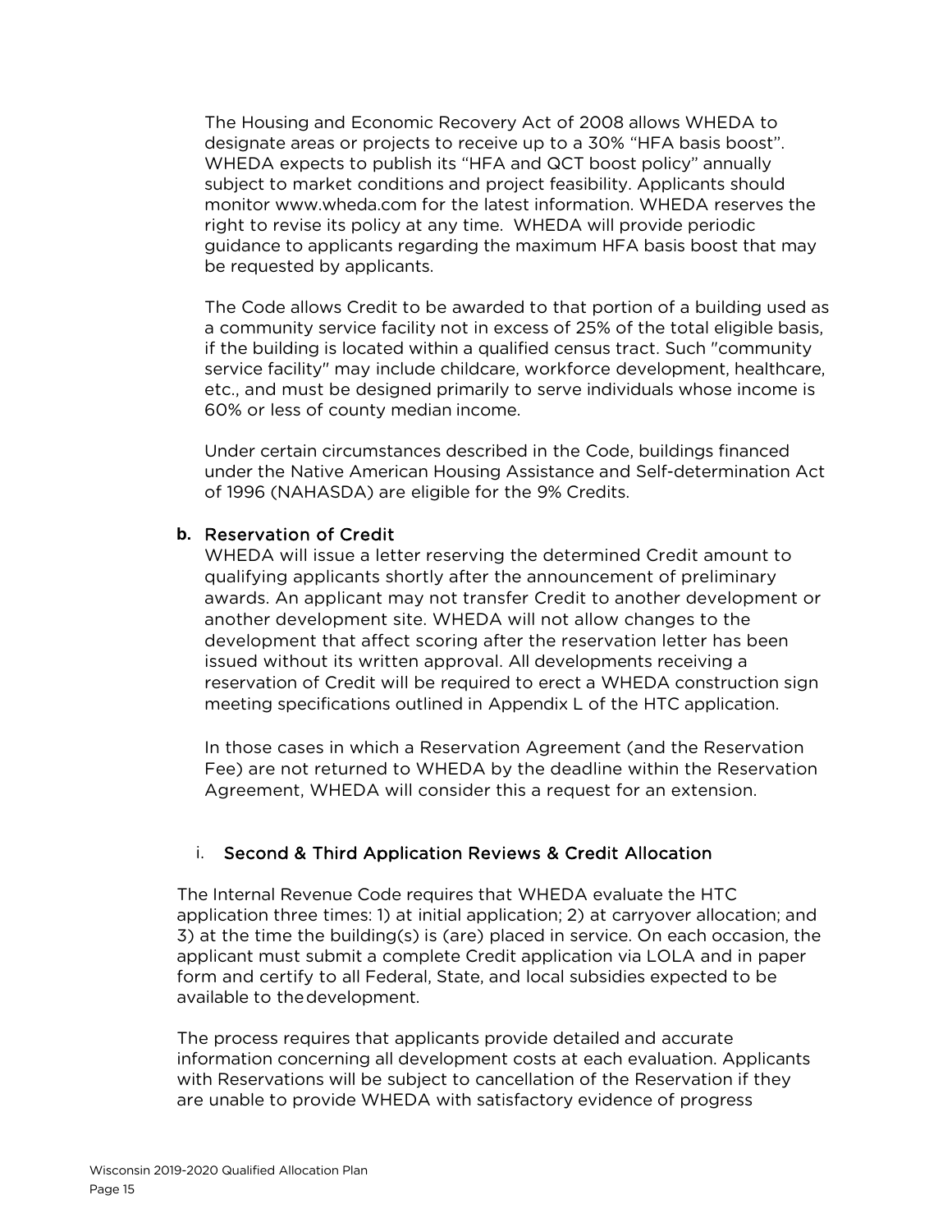The Housing and Economic Recovery Act of 2008 allows WHEDA to designate areas or projects to receive up to a 30% "HFA basis boost". WHEDA expects to publish its "HFA and QCT boost policy" annually subject to market conditions and project feasibility. Applicants should monitor www.wheda.com for the latest information. WHEDA reserves the right to revise its policy at any time. WHEDA will provide periodic guidance to applicants regarding the maximum HFA basis boost that may be requested by applicants.

The Code allows Credit to be awarded to that portion of a building used as a community service facility not in excess of 25% of the total eligible basis, if the building is located within a qualified census tract. Such "community service facility" may include childcare, workforce development, healthcare, etc., and must be designed primarily to serve individuals whose income is 60% or less of county median income.

Under certain circumstances described in the Code, buildings financed under the Native American Housing Assistance and Self-determination Act of 1996 (NAHASDA) are eligible for the 9% Credits.

**b. Reservation of Credit**

WHEDA will issue a letter reserving the determined Credit amount to qualifying applicants shortly after the announcement of preliminary awards. An applicant may not transfer Credit to another development or another development site. WHEDA will not allow changes to the development that affect scoring after the reservation letter has been issued without its written approval. All developments receiving a reservation of Credit will be required to erect a WHEDA construction sign meeting specifications outlined in Appendix L of the HTC application.

In those cases in which a Reservation Agreement (and the Reservation Fee) are not returned to WHEDA by the deadline within the Reservation Agreement, WHEDA will consider this a request for an extension.

### i. Second & Third Application Reviews & Credit Allocation

The Internal Revenue Code requires that WHEDA evaluate the HTC application three times: 1) at initial application; 2) at carryover allocation; and 3) at the time the building(s) is (are) placed in service. On each occasion, the applicant must submit a complete Credit application via LOLA and in paper form and certify to all Federal, State, and local subsidies expected to be available to the development.

The process requires that applicants provide detailed and accurate information concerning all development costs at each evaluation. Applicants with Reservations will be subject to cancellation of the Reservation if they are unable to provide WHEDA with satisfactory evidence of progress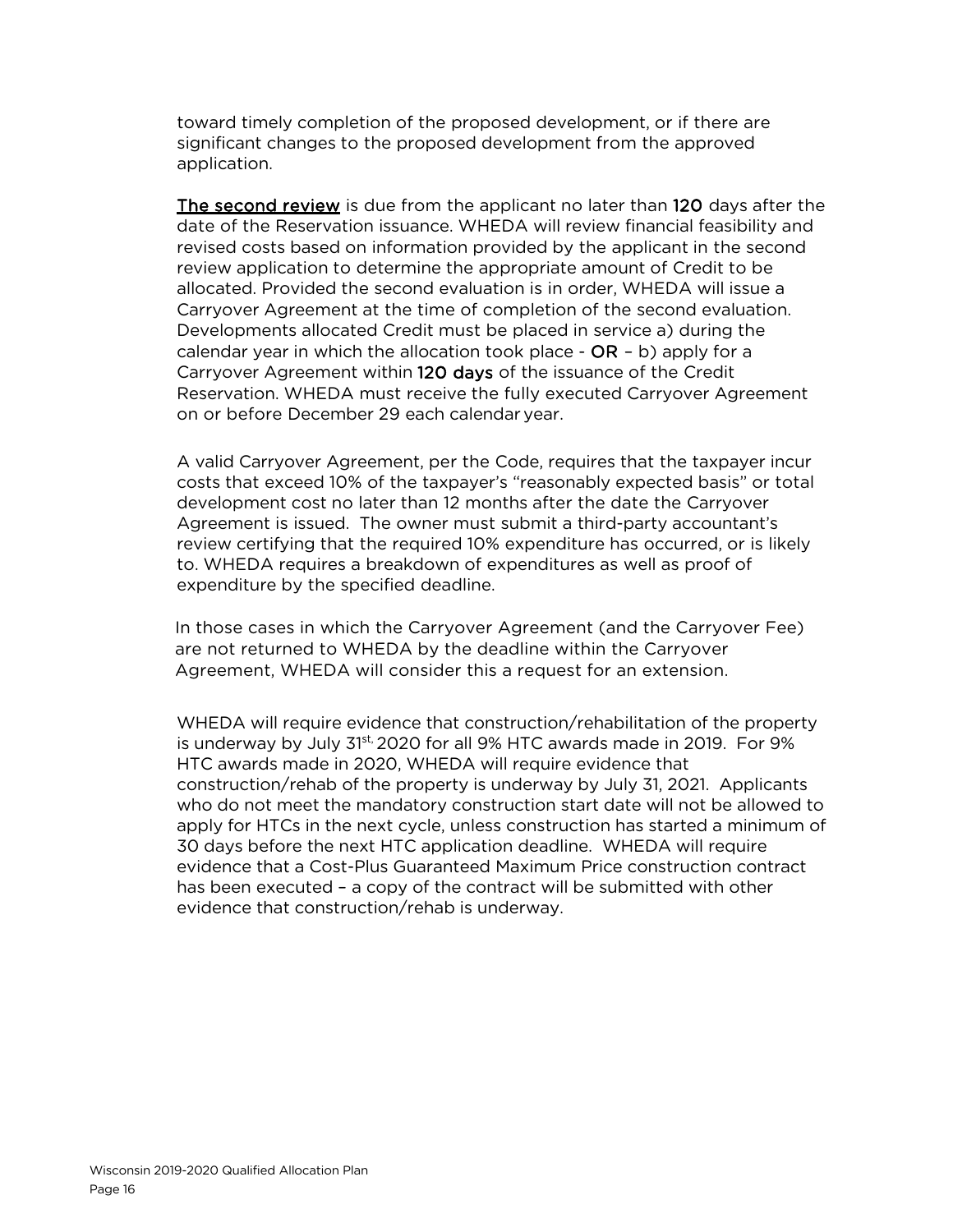toward timely completion of the proposed development, or if there are significant changes to the proposed development from the approved application.

**The second review** is due from the applicant no later than **120** days after the date of the Reservation issuance. WHEDA will review financial feasibility and revised costs based on information provided by the applicant in the second review application to determine the appropriate amount of Credit to be allocated. Provided the second evaluation is in order, WHEDA will issue a Carryover Agreement at the time of completion of the second evaluation. Developments allocated Credit must be placed in service a) during the calendar year in which the allocation took place - **OR** – b) apply for a Carryover Agreement within **120 days** of the issuance of the Credit Reservation. WHEDA must receive the fully executed Carryover Agreement on or before December 29 each calendar year.

A valid Carryover Agreement, per the Code, requires that the taxpayer incur costs that exceed 10% of the taxpayer's "reasonably expected basis" or total development cost no later than 12 months after the date the Carryover Agreement is issued. The owner must submit a third-party accountant's review certifying that the required 10% expenditure has occurred, or is likely to. WHEDA requires a breakdown of expenditures as well as proof of expenditure by the specified deadline.

In those cases in which the Carryover Agreement (and the Carryover Fee) are not returned to WHEDA by the deadline within the Carryover Agreement, WHEDA will consider this a request for an extension.

WHEDA will require evidence that construction/rehabilitation of the property is underway by July 31st, 2020 for all 9% HTC awards made in 2019. For 9% HTC awards made in 2020, WHEDA will require evidence that construction/rehab of the property is underway by July 31, 2021. Applicants who do not meet the mandatory construction start date will not be allowed to apply for HTCs in the next cycle, unless construction has started a minimum of 30 days before the next HTC application deadline. WHEDA will require evidence that a Cost-Plus Guaranteed Maximum Price construction contract has been executed – a copy of the contract will be submitted with other evidence that construction/rehab is underway.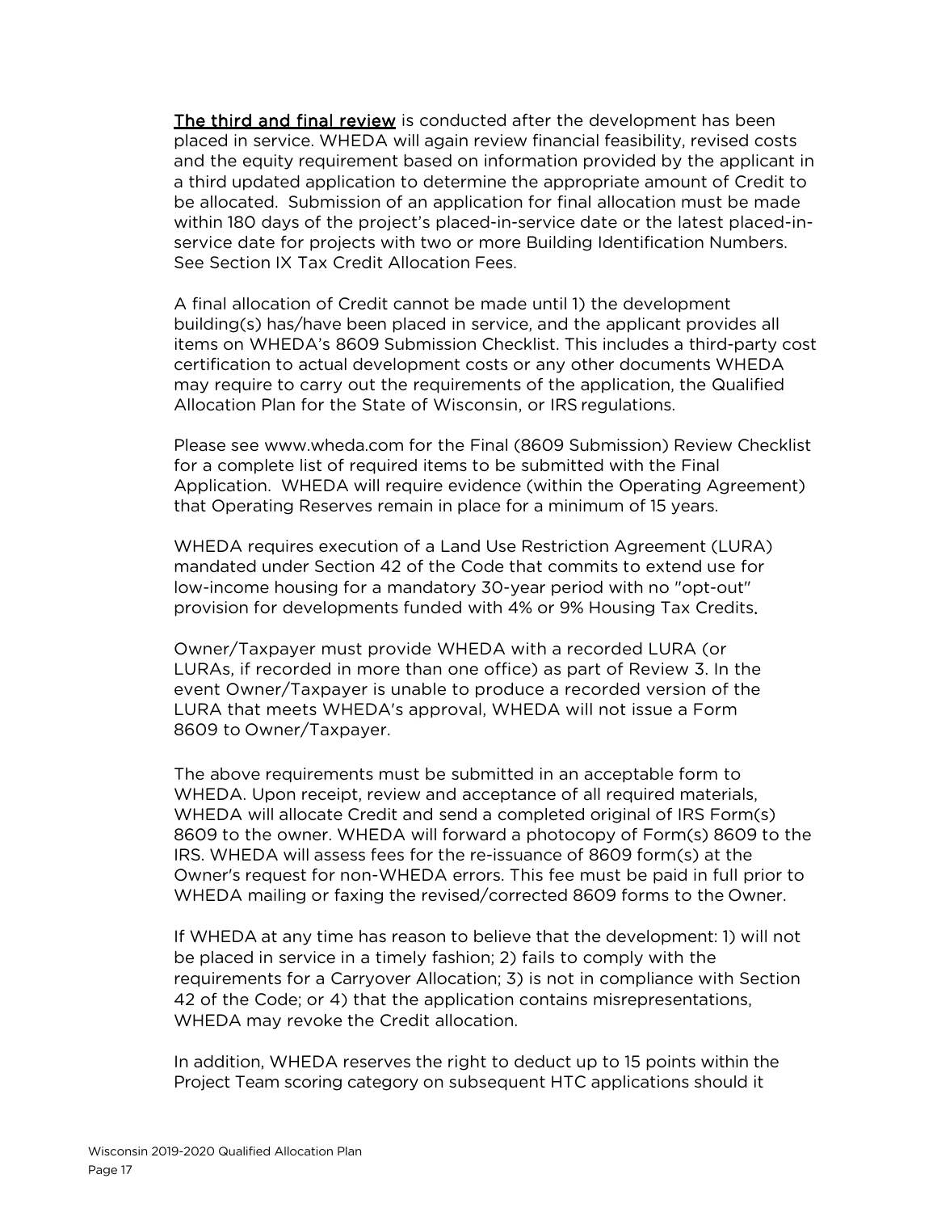**The third and final review** is conducted after the development has been placed in service. WHEDA will again review financial feasibility, revised costs and the equity requirement based on information provided by the applicant in a third updated application to determine the appropriate amount of Credit to be allocated. Submission of an application for final allocation must be made within 180 days of the project's placed-in-service date or the latest placed-in-service date for projects with two or more Building Identification Numbers. See Section IX Tax Credit Allocation Fees.

A final allocation of Credit cannot be made until 1) the development building(s) has/have been placed in service, and the applicant provides all items on WHEDA's 8609 Submission Checklist. This includes a third-party cost certification to actual development costs or any other documents WHEDA may require to carry out the requirements of the application, the Qualified Allocation Plan for the State of Wisconsin, or IRS regulations.

Please see www.wheda.com for the Final (8609 Submission) Review Checklist for a complete list of required items to be submitted with the Final Application. WHEDA will require evidence (within the Operating Agreement) that Operating Reserves remain in place for a minimum of 15 years.

WHEDA requires execution of a Land Use Restriction Agreement (LURA) mandated under Section 42 of the Code that commits to extend use for low-income housing for a mandatory 30-year period with no "opt-out" provision for developments funded with 4% or 9% Housing Tax Credits.

Owner/Taxpayer must provide WHEDA with a recorded LURA (or LURAs, if recorded in more than one office) as part of Review 3. In the event Owner/Taxpayer is unable to produce a recorded version of the LURA that meets WHEDA's approval, WHEDA will not issue a Form 8609 to Owner/Taxpayer.

The above requirements must be submitted in an acceptable form to WHEDA. Upon receipt, review and acceptance of all required materials, WHEDA will allocate Credit and send a completed original of IRS Form(s) 8609 to the owner. WHEDA will forward a photocopy of Form(s) 8609 to the IRS. WHEDA will assess fees for the re-issuance of 8609 form(s) at the Owner's request for non-WHEDA errors. This fee must be paid in full prior to WHEDA mailing or faxing the revised/corrected 8609 forms to the Owner.

If WHEDA at any time has reason to believe that the development: 1) will not be placed in service in a timely fashion; 2) fails to comply with the requirements for a Carryover Allocation; 3) is not in compliance with Section 42 of the Code; or 4) that the application contains misrepresentations, WHEDA may revoke the Credit allocation.

In addition, WHEDA reserves the right to deduct up to 15 points within the Project Team scoring category on subsequent HTC applications should it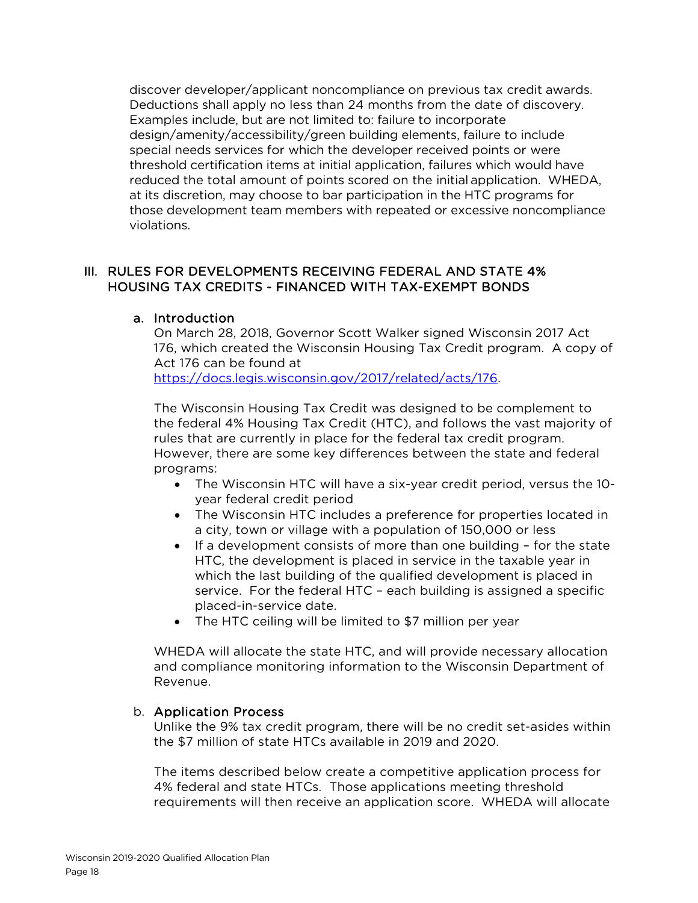discover developer/applicant noncompliance on previous tax credit awards. Deductions shall apply no less than 24 months from the date of discovery. Examples include, but are not limited to: failure to incorporate design/amenity/accessibility/green building elements, failure to include special needs services for which the developer received points or were threshold certification items at initial application, failures which would have reduced the total amount of points scored on the initial application. WHEDA, at its discretion, may choose to bar participation in the HTC programs for those development team members with repeated or excessive noncompliance violations.

## III. RULES FOR DEVELOPMENTS RECEIVING FEDERAL AND STATE 4% HOUSING TAX CREDITS - FINANCED WITH TAX-EXEMPT BONDS

### a. Introduction

On March 28, 2018, Governor Scott Walker signed Wisconsin 2017 Act 176, which created the Wisconsin Housing Tax Credit program. A copy of Act 176 can be found at https://docs.legis.wisconsin.gov/2017/related/acts/176.

The Wisconsin Housing Tax Credit was designed to be complement to the federal 4% Housing Tax Credit (HTC), and follows the vast majority of rules that are currently in place for the federal tax credit program. However, there are some key differences between the state and federal programs:

- The Wisconsin HTC will have a six-year credit period, versus the 10-year federal credit period
- The Wisconsin HTC includes a preference for properties located in a city, town or village with a population of 150,000 or less
- If a development consists of more than one building – for the state HTC, the development is placed in service in the taxable year in which the last building of the qualified development is placed in service. For the federal HTC – each building is assigned a specific placed-in-service date.
- The HTC ceiling will be limited to $7 million per year

WHEDA will allocate the state HTC, and will provide necessary allocation and compliance monitoring information to the Wisconsin Department of Revenue.

### b. Application Process

Unlike the 9% tax credit program, there will be no credit set-asides within the $7 million of state HTCs available in 2019 and 2020.

The items described below create a competitive application process for 4% federal and state HTCs. Those applications meeting threshold requirements will then receive an application score. WHEDA will allocate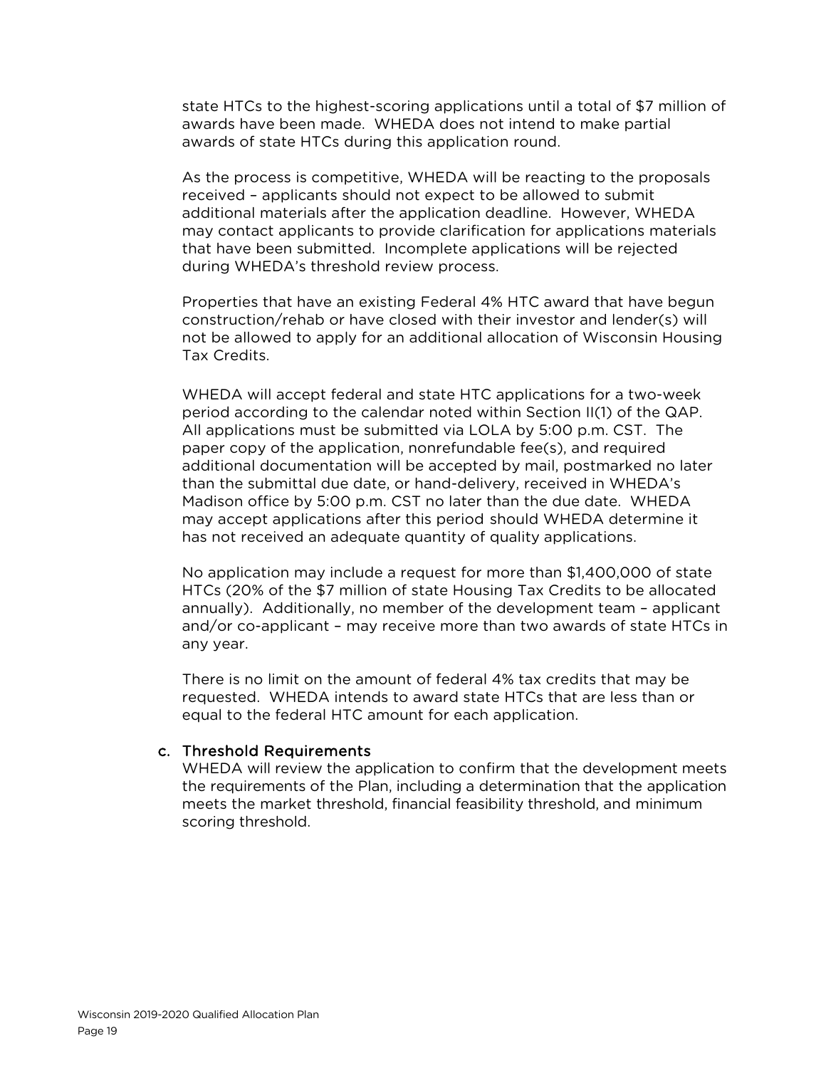state HTCs to the highest-scoring applications until a total of $7 million of awards have been made. WHEDA does not intend to make partial awards of state HTCs during this application round.

As the process is competitive, WHEDA will be reacting to the proposals received – applicants should not expect to be allowed to submit additional materials after the application deadline. However, WHEDA may contact applicants to provide clarification for applications materials that have been submitted. Incomplete applications will be rejected during WHEDA's threshold review process.

Properties that have an existing Federal 4% HTC award that have begun construction/rehab or have closed with their investor and lender(s) will not be allowed to apply for an additional allocation of Wisconsin Housing Tax Credits.

WHEDA will accept federal and state HTC applications for a two-week period according to the calendar noted within Section II(1) of the QAP. All applications must be submitted via LOLA by 5:00 p.m. CST. The paper copy of the application, nonrefundable fee(s), and required additional documentation will be accepted by mail, postmarked no later than the submittal due date, or hand-delivery, received in WHEDA's Madison office by 5:00 p.m. CST no later than the due date. WHEDA may accept applications after this period should WHEDA determine it has not received an adequate quantity of quality applications.

No application may include a request for more than $1,400,000 of state HTCs (20% of the $7 million of state Housing Tax Credits to be allocated annually). Additionally, no member of the development team – applicant and/or co-applicant – may receive more than two awards of state HTCs in any year.

There is no limit on the amount of federal 4% tax credits that may be requested. WHEDA intends to award state HTCs that are less than or equal to the federal HTC amount for each application.

### c. Threshold Requirements

WHEDA will review the application to confirm that the development meets the requirements of the Plan, including a determination that the application meets the market threshold, financial feasibility threshold, and minimum scoring threshold.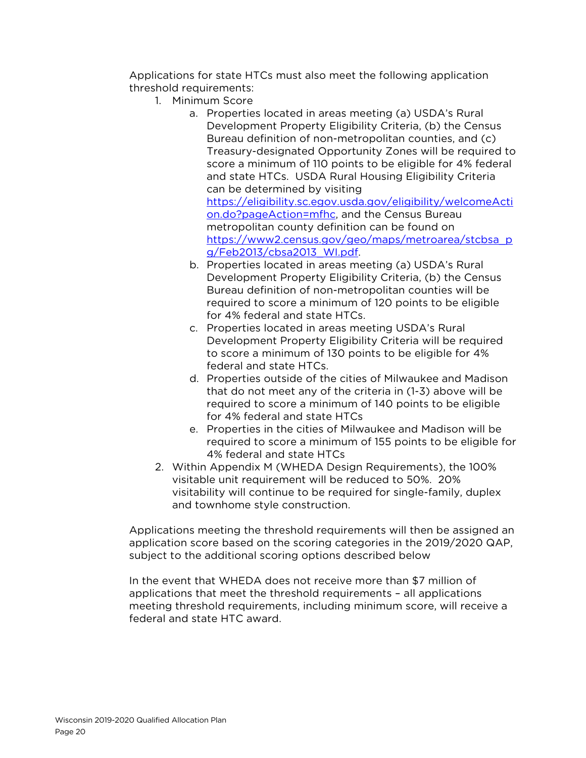Applications for state HTCs must also meet the following application threshold requirements:

1. Minimum Score
    a. Properties located in areas meeting (a) USDA's Rural Development Property Eligibility Criteria, (b) the Census Bureau definition of non-metropolitan counties, and (c) Treasury-designated Opportunity Zones will be required to score a minimum of 110 points to be eligible for 4% federal and state HTCs. USDA Rural Housing Eligibility Criteria can be determined by visiting [https://eligibility.sc.egov.usda.gov/eligibility/welcomeAction.do?pageAction=mfhc](https://eligibility.sc.egov.usda.gov/eligibility/welcomeAction.do?pageAction=mfhc), and the Census Bureau metropolitan county definition can be found on [https://www2.census.gov/geo/maps/metroarea/stcbsa_pg/Feb2013/cbsa2013_WI.pdf](https://www2.census.gov/geo/maps/metroarea/stcbsa_pg/Feb2013/cbsa2013_WI.pdf).
    b. Properties located in areas meeting (a) USDA's Rural Development Property Eligibility Criteria, (b) the Census Bureau definition of non-metropolitan counties will be required to score a minimum of 120 points to be eligible for 4% federal and state HTCs.
    c. Properties located in areas meeting USDA's Rural Development Property Eligibility Criteria will be required to score a minimum of 130 points to be eligible for 4% federal and state HTCs.
    d. Properties outside of the cities of Milwaukee and Madison that do not meet any of the criteria in (1-3) above will be required to score a minimum of 140 points to be eligible for 4% federal and state HTCs
    e. Properties in the cities of Milwaukee and Madison will be required to score a minimum of 155 points to be eligible for 4% federal and state HTCs
2. Within Appendix M (WHEDA Design Requirements), the 100% visitable unit requirement will be reduced to 50%. 20% visitability will continue to be required for single-family, duplex and townhome style construction.

Applications meeting the threshold requirements will then be assigned an application score based on the scoring categories in the 2019/2020 QAP, subject to the additional scoring options described below

In the event that WHEDA does not receive more than $7 million of applications that meet the threshold requirements – all applications meeting threshold requirements, including minimum score, will receive a federal and state HTC award.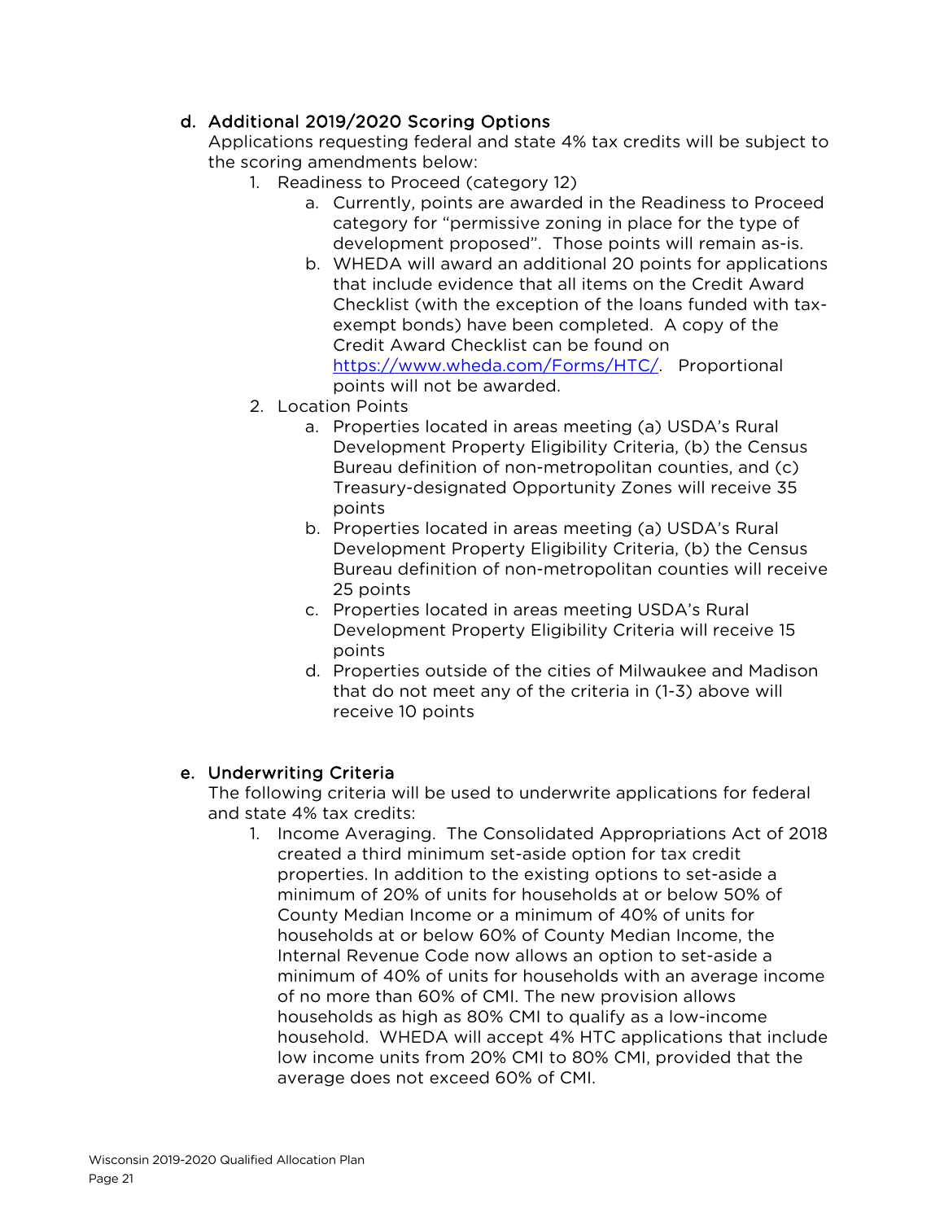### d. Additional 2019/2020 Scoring Options

Applications requesting federal and state 4% tax credits will be subject to the scoring amendments below:

1. Readiness to Proceed (category 12)
    a. Currently, points are awarded in the Readiness to Proceed category for "permissive zoning in place for the type of development proposed". Those points will remain as-is.
    b. WHEDA will award an additional 20 points for applications that include evidence that all items on the Credit Award Checklist (with the exception of the loans funded with tax-exempt bonds) have been completed. A copy of the Credit Award Checklist can be found on [https://www.wheda.com/Forms/HTC/](https://www.wheda.com/Forms/HTC/). Proportional points will not be awarded.
2. Location Points
    a. Properties located in areas meeting (a) USDA's Rural Development Property Eligibility Criteria, (b) the Census Bureau definition of non-metropolitan counties, and (c) Treasury-designated Opportunity Zones will receive 35 points
    b. Properties located in areas meeting (a) USDA's Rural Development Property Eligibility Criteria, (b) the Census Bureau definition of non-metropolitan counties will receive 25 points
    c. Properties located in areas meeting USDA's Rural Development Property Eligibility Criteria will receive 15 points
    d. Properties outside of the cities of Milwaukee and Madison that do not meet any of the criteria in (1-3) above will receive 10 points

### e. Underwriting Criteria

The following criteria will be used to underwrite applications for federal and state 4% tax credits:

1. Income Averaging. The Consolidated Appropriations Act of 2018 created a third minimum set-aside option for tax credit properties. In addition to the existing options to set-aside a minimum of 20% of units for households at or below 50% of County Median Income or a minimum of 40% of units for households at or below 60% of County Median Income, the Internal Revenue Code now allows an option to set-aside a minimum of 40% of units for households with an average income of no more than 60% of CMI. The new provision allows households as high as 80% CMI to qualify as a low-income household. WHEDA will accept 4% HTC applications that include low income units from 20% CMI to 80% CMI, provided that the average does not exceed 60% of CMI.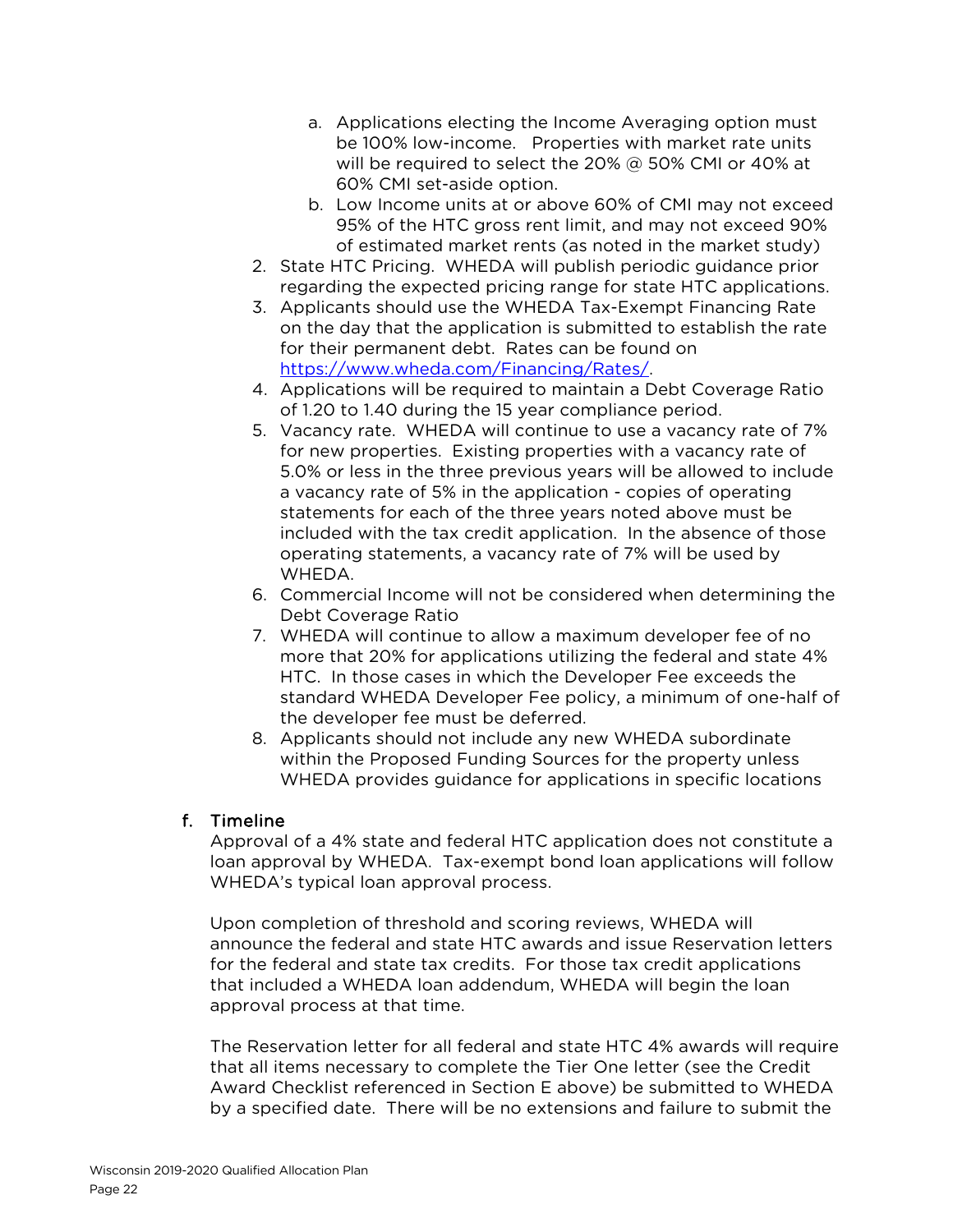a. Applications electing the Income Averaging option must be 100% low-income. Properties with market rate units will be required to select the 20% @ 50% CMI or 40% at 60% CMI set-aside option.
   b. Low Income units at or above 60% of CMI may not exceed 95% of the HTC gross rent limit, and may not exceed 90% of estimated market rents (as noted in the market study)

2. State HTC Pricing. WHEDA will publish periodic guidance prior regarding the expected pricing range for state HTC applications.
3. Applicants should use the WHEDA Tax-Exempt Financing Rate on the day that the application is submitted to establish the rate for their permanent debt. Rates can be found on [https://www.wheda.com/Financing/Rates/](https://www.wheda.com/Financing/Rates/).
4. Applications will be required to maintain a Debt Coverage Ratio of 1.20 to 1.40 during the 15 year compliance period.
5. Vacancy rate. WHEDA will continue to use a vacancy rate of 7% for new properties. Existing properties with a vacancy rate of 5.0% or less in the three previous years will be allowed to include a vacancy rate of 5% in the application - copies of operating statements for each of the three years noted above must be included with the tax credit application. In the absence of those operating statements, a vacancy rate of 7% will be used by WHEDA.
6. Commercial Income will not be considered when determining the Debt Coverage Ratio
7. WHEDA will continue to allow a maximum developer fee of no more that 20% for applications utilizing the federal and state 4% HTC. In those cases in which the Developer Fee exceeds the standard WHEDA Developer Fee policy, a minimum of one-half of the developer fee must be deferred.
8. Applicants should not include any new WHEDA subordinate within the Proposed Funding Sources for the property unless WHEDA provides guidance for applications in specific locations

### f. Timeline

Approval of a 4% state and federal HTC application does not constitute a loan approval by WHEDA. Tax-exempt bond loan applications will follow WHEDA's typical loan approval process.

Upon completion of threshold and scoring reviews, WHEDA will announce the federal and state HTC awards and issue Reservation letters for the federal and state tax credits. For those tax credit applications that included a WHEDA loan addendum, WHEDA will begin the loan approval process at that time.

The Reservation letter for all federal and state HTC 4% awards will require that all items necessary to complete the Tier One letter (see the Credit Award Checklist referenced in Section E above) be submitted to WHEDA by a specified date. There will be no extensions and failure to submit the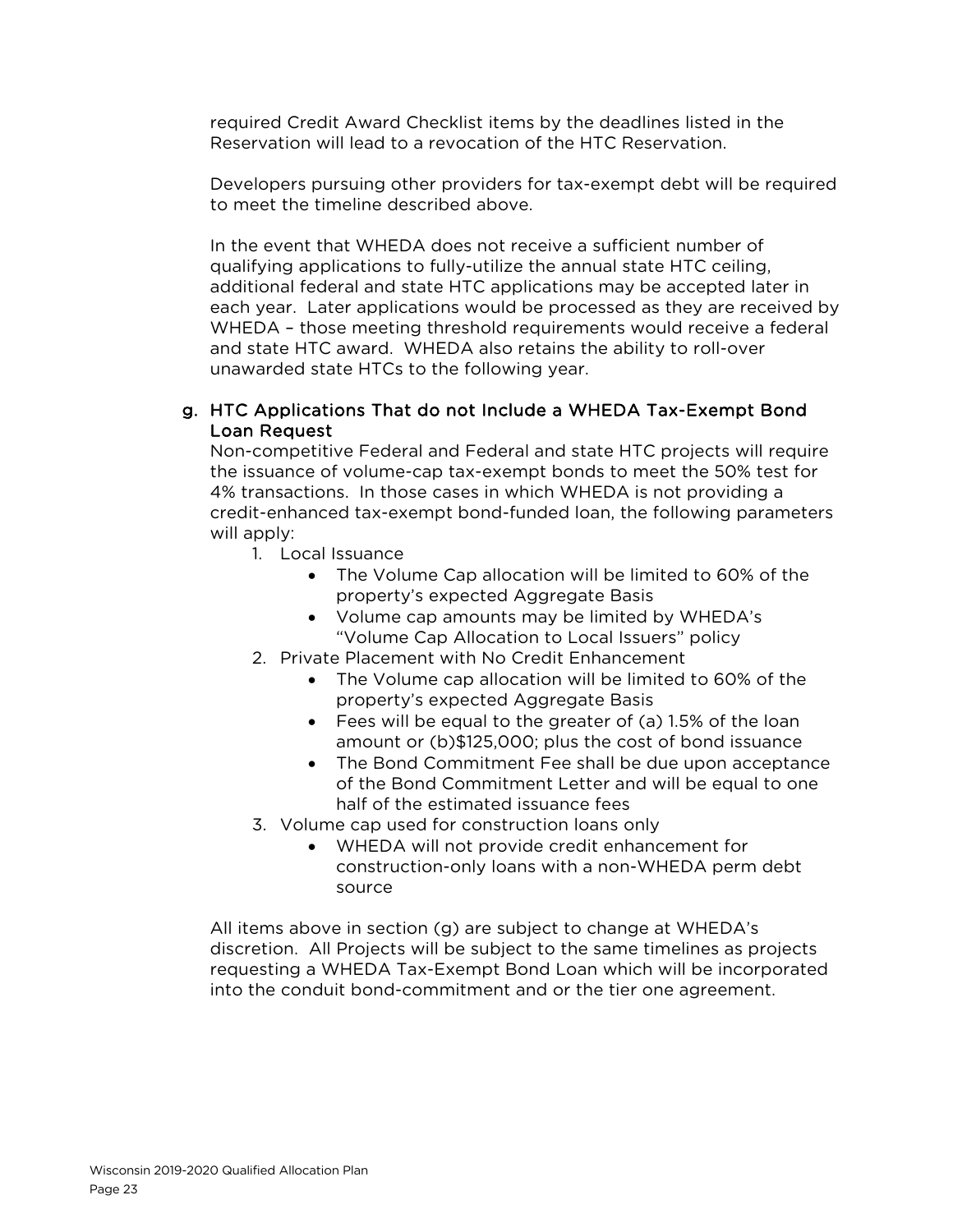required Credit Award Checklist items by the deadlines listed in the Reservation will lead to a revocation of the HTC Reservation.

Developers pursuing other providers for tax-exempt debt will be required to meet the timeline described above.

In the event that WHEDA does not receive a sufficient number of qualifying applications to fully-utilize the annual state HTC ceiling, additional federal and state HTC applications may be accepted later in each year. Later applications would be processed as they are received by WHEDA – those meeting threshold requirements would receive a federal and state HTC award. WHEDA also retains the ability to roll-over unawarded state HTCs to the following year.

### g. HTC Applications That do not Include a WHEDA Tax-Exempt Bond Loan Request

Non-competitive Federal and Federal and state HTC projects will require the issuance of volume-cap tax-exempt bonds to meet the 50% test for 4% transactions. In those cases in which WHEDA is not providing a credit-enhanced tax-exempt bond-funded loan, the following parameters will apply:

1. Local Issuance
   - The Volume Cap allocation will be limited to 60% of the property's expected Aggregate Basis
   - Volume cap amounts may be limited by WHEDA's "Volume Cap Allocation to Local Issuers" policy
2. Private Placement with No Credit Enhancement
   - The Volume cap allocation will be limited to 60% of the property's expected Aggregate Basis
   - Fees will be equal to the greater of (a) 1.5% of the loan amount or (b)$125,000; plus the cost of bond issuance
   - The Bond Commitment Fee shall be due upon acceptance of the Bond Commitment Letter and will be equal to one half of the estimated issuance fees
3. Volume cap used for construction loans only
   - WHEDA will not provide credit enhancement for construction-only loans with a non-WHEDA perm debt source

All items above in section (g) are subject to change at WHEDA's discretion. All Projects will be subject to the same timelines as projects requesting a WHEDA Tax-Exempt Bond Loan which will be incorporated into the conduit bond-commitment and or the tier one agreement.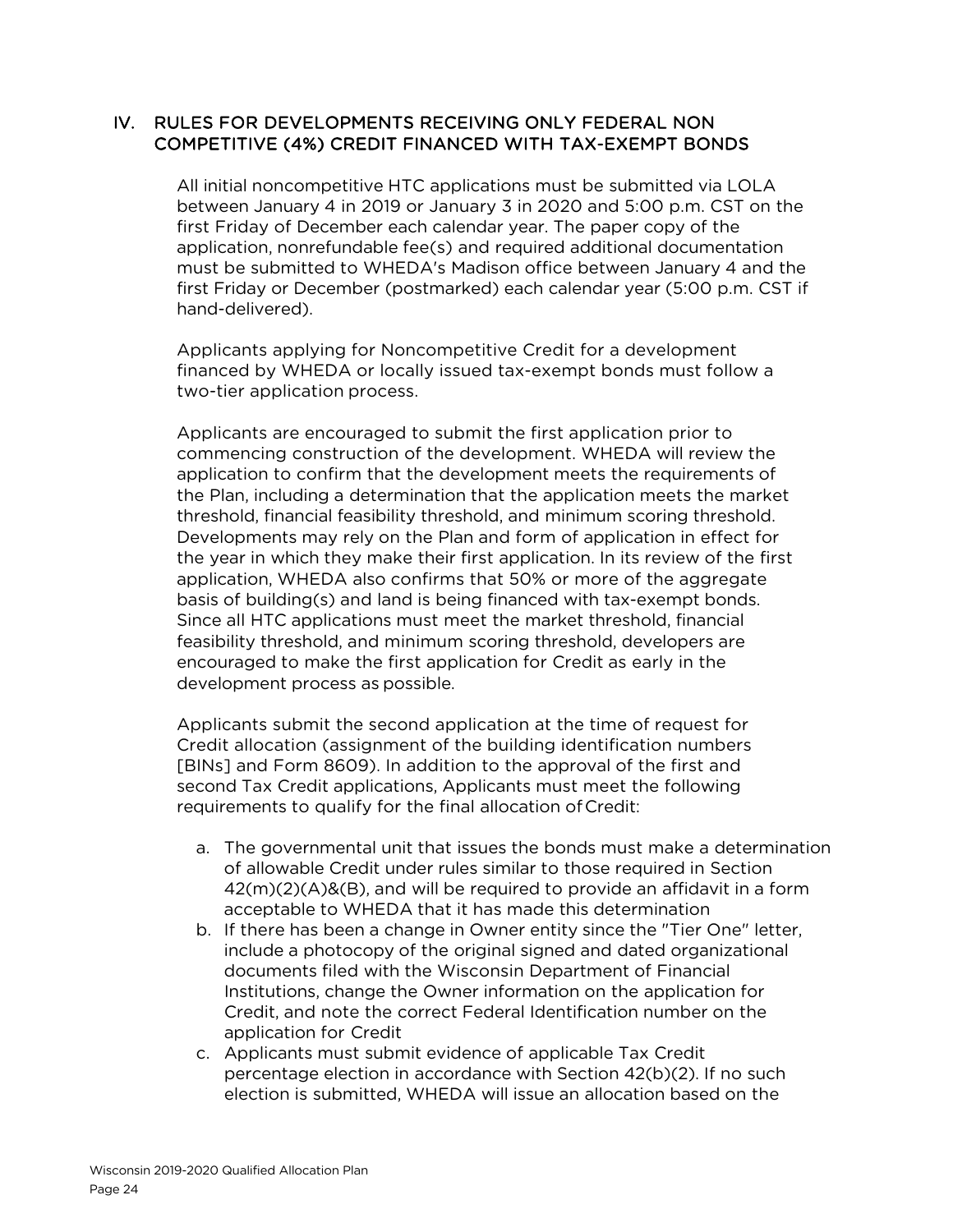## IV. RULES FOR DEVELOPMENTS RECEIVING ONLY FEDERAL NON COMPETITIVE (4%) CREDIT FINANCED WITH TAX-EXEMPT BONDS

All initial noncompetitive HTC applications must be submitted via LOLA between January 4 in 2019 or January 3 in 2020 and 5:00 p.m. CST on the first Friday of December each calendar year. The paper copy of the application, nonrefundable fee(s) and required additional documentation must be submitted to WHEDA's Madison office between January 4 and the first Friday or December (postmarked) each calendar year (5:00 p.m. CST if hand-delivered).

Applicants applying for Noncompetitive Credit for a development financed by WHEDA or locally issued tax-exempt bonds must follow a two-tier application process.

Applicants are encouraged to submit the first application prior to commencing construction of the development. WHEDA will review the application to confirm that the development meets the requirements of the Plan, including a determination that the application meets the market threshold, financial feasibility threshold, and minimum scoring threshold. Developments may rely on the Plan and form of application in effect for the year in which they make their first application. In its review of the first application, WHEDA also confirms that 50% or more of the aggregate basis of building(s) and land is being financed with tax-exempt bonds. Since all HTC applications must meet the market threshold, financial feasibility threshold, and minimum scoring threshold, developers are encouraged to make the first application for Credit as early in the development process as possible.

Applicants submit the second application at the time of request for Credit allocation (assignment of the building identification numbers [BINs] and Form 8609). In addition to the approval of the first and second Tax Credit applications, Applicants must meet the following requirements to qualify for the final allocation of Credit:

a. The governmental unit that issues the bonds must make a determination of allowable Credit under rules similar to those required in Section 42(m)(2)(A)&(B), and will be required to provide an affidavit in a form acceptable to WHEDA that it has made this determination
b. If there has been a change in Owner entity since the "Tier One" letter, include a photocopy of the original signed and dated organizational documents filed with the Wisconsin Department of Financial Institutions, change the Owner information on the application for Credit, and note the correct Federal Identification number on the application for Credit
c. Applicants must submit evidence of applicable Tax Credit percentage election in accordance with Section 42(b)(2). If no such election is submitted, WHEDA will issue an allocation based on the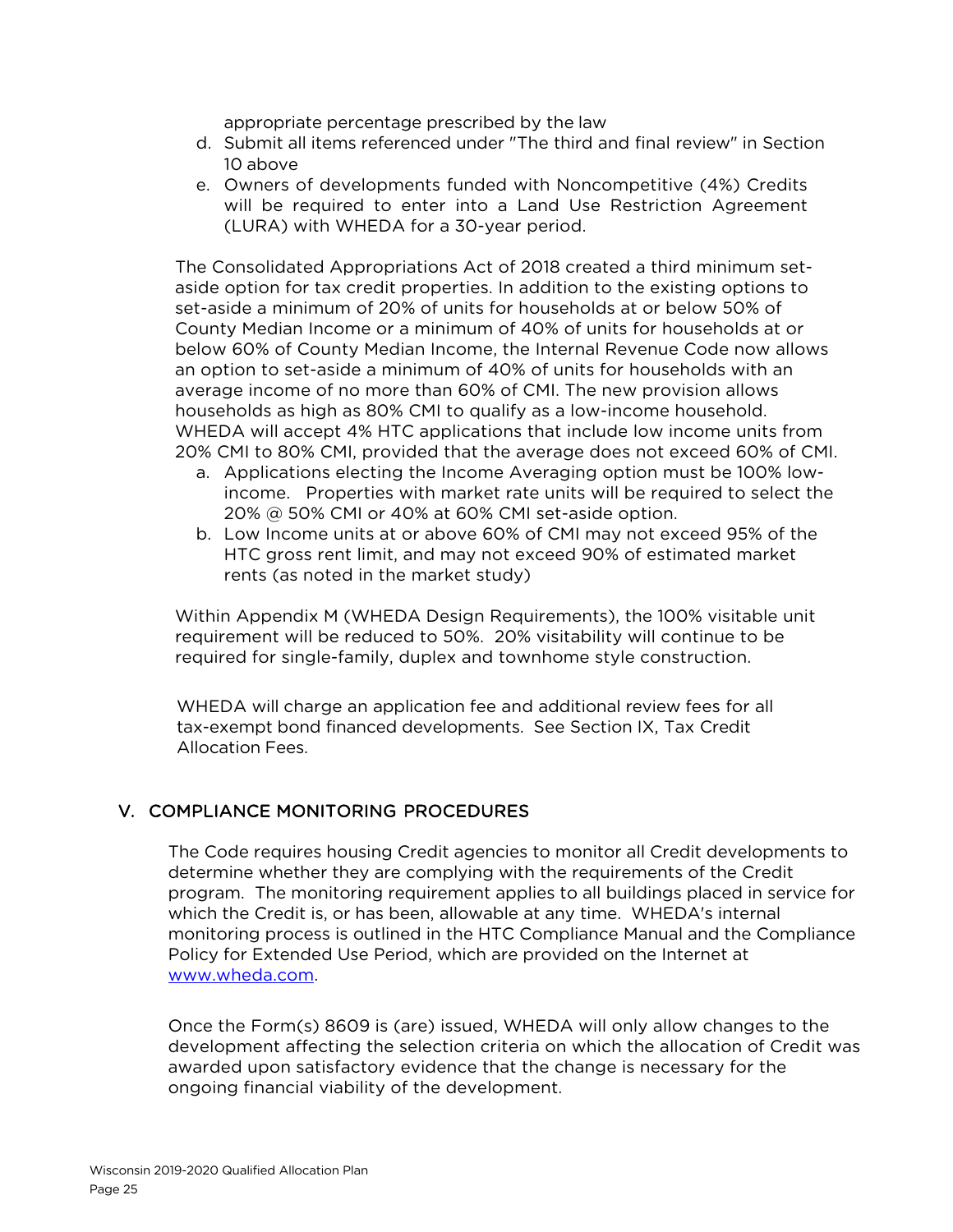appropriate percentage prescribed by the law

d. Submit all items referenced under "The third and final review" in Section 10 above
e. Owners of developments funded with Noncompetitive (4%) Credits will be required to enter into a Land Use Restriction Agreement (LURA) with WHEDA for a 30-year period.

The Consolidated Appropriations Act of 2018 created a third minimum set-aside option for tax credit properties. In addition to the existing options to set-aside a minimum of 20% of units for households at or below 50% of County Median Income or a minimum of 40% of units for households at or below 60% of County Median Income, the Internal Revenue Code now allows an option to set-aside a minimum of 40% of units for households with an average income of no more than 60% of CMI. The new provision allows households as high as 80% CMI to qualify as a low-income household. WHEDA will accept 4% HTC applications that include low income units from 20% CMI to 80% CMI, provided that the average does not exceed 60% of CMI.

a. Applications electing the Income Averaging option must be 100% low-income. Properties with market rate units will be required to select the 20% @ 50% CMI or 40% at 60% CMI set-aside option.
b. Low Income units at or above 60% of CMI may not exceed 95% of the HTC gross rent limit, and may not exceed 90% of estimated market rents (as noted in the market study)

Within Appendix M (WHEDA Design Requirements), the 100% visitable unit requirement will be reduced to 50%. 20% visitability will continue to be required for single-family, duplex and townhome style construction.

WHEDA will charge an application fee and additional review fees for all tax-exempt bond financed developments. See Section IX, Tax Credit Allocation Fees.

## V. COMPLIANCE MONITORING PROCEDURES

The Code requires housing Credit agencies to monitor all Credit developments to determine whether they are complying with the requirements of the Credit program. The monitoring requirement applies to all buildings placed in service for which the Credit is, or has been, allowable at any time. WHEDA's internal monitoring process is outlined in the HTC Compliance Manual and the Compliance Policy for Extended Use Period, which are provided on the Internet at [www.wheda.com](http://www.wheda.com).

Once the Form(s) 8609 is (are) issued, WHEDA will only allow changes to the development affecting the selection criteria on which the allocation of Credit was awarded upon satisfactory evidence that the change is necessary for the ongoing financial viability of the development.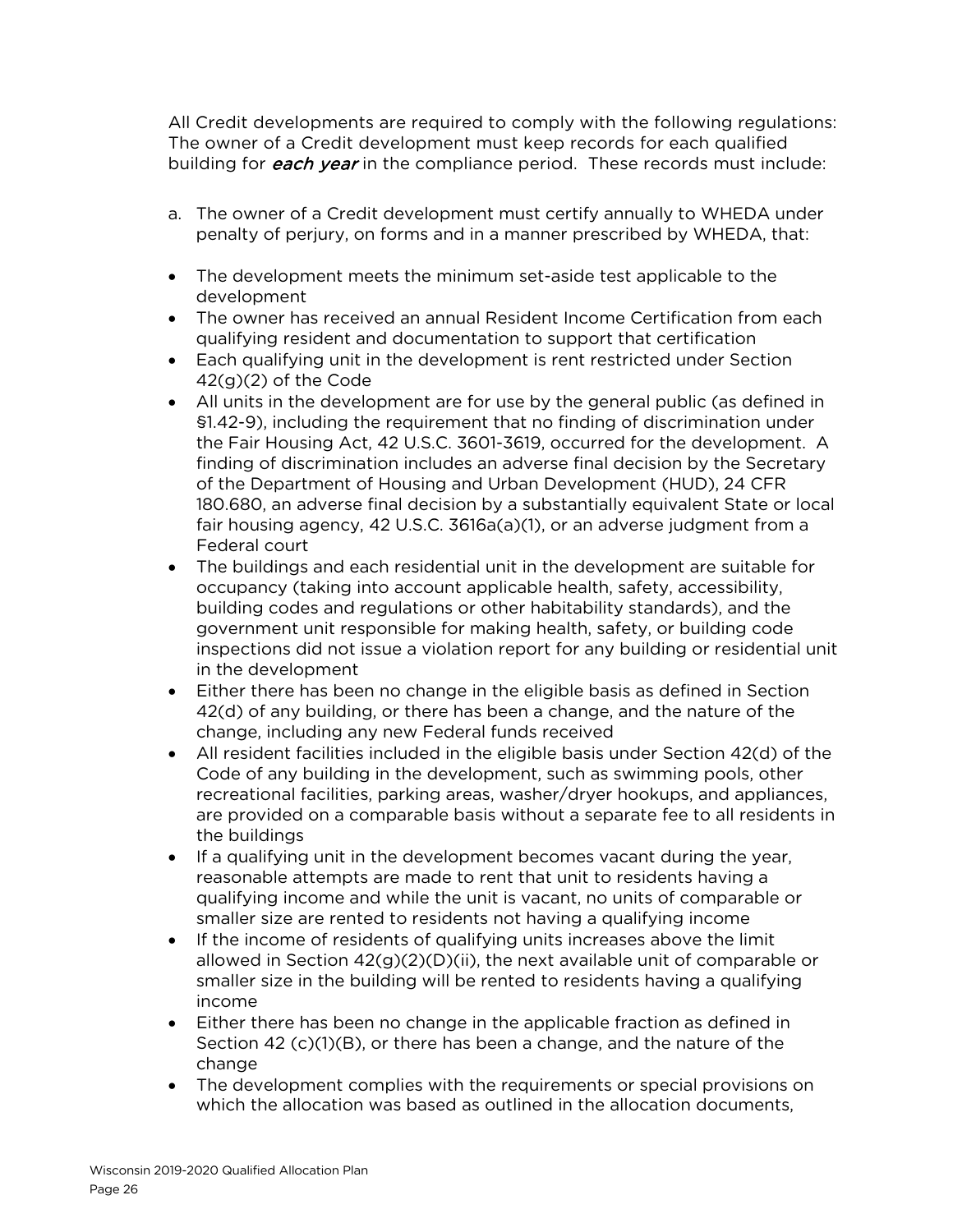All Credit developments are required to comply with the following regulations: The owner of a Credit development must keep records for each qualified building for ***each year*** in the compliance period. These records must include:

a. The owner of a Credit development must certify annually to WHEDA under penalty of perjury, on forms and in a manner prescribed by WHEDA, that:

- The development meets the minimum set-aside test applicable to the development
- The owner has received an annual Resident Income Certification from each qualifying resident and documentation to support that certification
- Each qualifying unit in the development is rent restricted under Section 42(g)(2) of the Code
- All units in the development are for use by the general public (as defined in §1.42-9), including the requirement that no finding of discrimination under the Fair Housing Act, 42 U.S.C. 3601-3619, occurred for the development. A finding of discrimination includes an adverse final decision by the Secretary of the Department of Housing and Urban Development (HUD), 24 CFR 180.680, an adverse final decision by a substantially equivalent State or local fair housing agency, 42 U.S.C. 3616a(a)(1), or an adverse judgment from a Federal court
- The buildings and each residential unit in the development are suitable for occupancy (taking into account applicable health, safety, accessibility, building codes and regulations or other habitability standards), and the government unit responsible for making health, safety, or building code inspections did not issue a violation report for any building or residential unit in the development
- Either there has been no change in the eligible basis as defined in Section 42(d) of any building, or there has been a change, and the nature of the change, including any new Federal funds received
- All resident facilities included in the eligible basis under Section 42(d) of the Code of any building in the development, such as swimming pools, other recreational facilities, parking areas, washer/dryer hookups, and appliances, are provided on a comparable basis without a separate fee to all residents in the buildings
- If a qualifying unit in the development becomes vacant during the year, reasonable attempts are made to rent that unit to residents having a qualifying income and while the unit is vacant, no units of comparable or smaller size are rented to residents not having a qualifying income
- If the income of residents of qualifying units increases above the limit allowed in Section 42(g)(2)(D)(ii), the next available unit of comparable or smaller size in the building will be rented to residents having a qualifying income
- Either there has been no change in the applicable fraction as defined in Section 42 (c)(1)(B), or there has been a change, and the nature of the change
- The development complies with the requirements or special provisions on which the allocation was based as outlined in the allocation documents,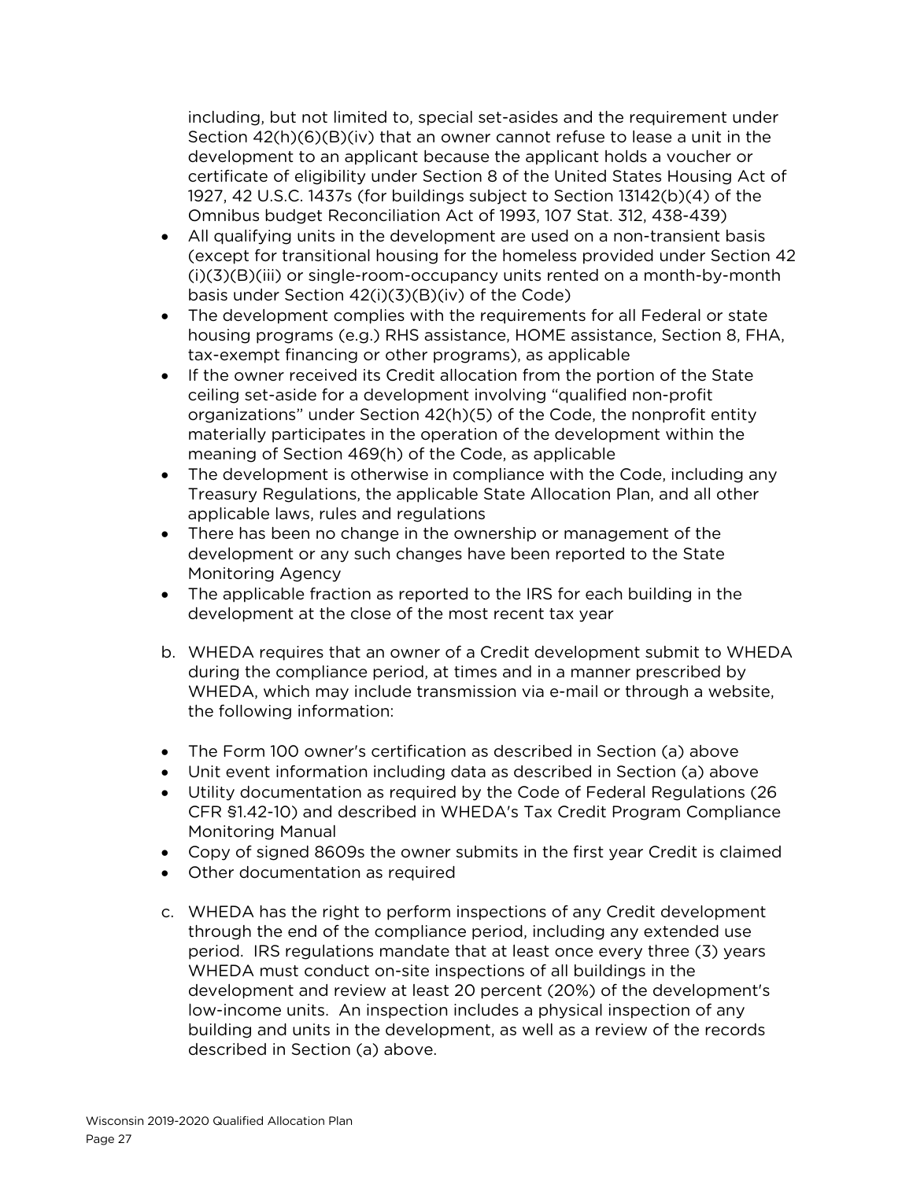including, but not limited to, special set-asides and the requirement under Section 42(h)(6)(B)(iv) that an owner cannot refuse to lease a unit in the development to an applicant because the applicant holds a voucher or certificate of eligibility under Section 8 of the United States Housing Act of 1927, 42 U.S.C. 1437s (for buildings subject to Section 13142(b)(4) of the Omnibus budget Reconciliation Act of 1993, 107 Stat. 312, 438-439)

- All qualifying units in the development are used on a non-transient basis (except for transitional housing for the homeless provided under Section 42 (i)(3)(B)(iii) or single-room-occupancy units rented on a month-by-month basis under Section 42(i)(3)(B)(iv) of the Code)
- The development complies with the requirements for all Federal or state housing programs (e.g.) RHS assistance, HOME assistance, Section 8, FHA, tax-exempt financing or other programs), as applicable
- If the owner received its Credit allocation from the portion of the State ceiling set-aside for a development involving "qualified non-profit organizations" under Section 42(h)(5) of the Code, the nonprofit entity materially participates in the operation of the development within the meaning of Section 469(h) of the Code, as applicable
- The development is otherwise in compliance with the Code, including any Treasury Regulations, the applicable State Allocation Plan, and all other applicable laws, rules and regulations
- There has been no change in the ownership or management of the development or any such changes have been reported to the State Monitoring Agency
- The applicable fraction as reported to the IRS for each building in the development at the close of the most recent tax year

b. WHEDA requires that an owner of a Credit development submit to WHEDA during the compliance period, at times and in a manner prescribed by WHEDA, which may include transmission via e-mail or through a website, the following information:

- The Form 100 owner's certification as described in Section (a) above
- Unit event information including data as described in Section (a) above
- Utility documentation as required by the Code of Federal Regulations (26 CFR §1.42-10) and described in WHEDA's Tax Credit Program Compliance Monitoring Manual
- Copy of signed 8609s the owner submits in the first year Credit is claimed
- Other documentation as required

c. WHEDA has the right to perform inspections of any Credit development through the end of the compliance period, including any extended use period. IRS regulations mandate that at least once every three (3) years WHEDA must conduct on-site inspections of all buildings in the development and review at least 20 percent (20%) of the development's low-income units. An inspection includes a physical inspection of any building and units in the development, as well as a review of the records described in Section (a) above.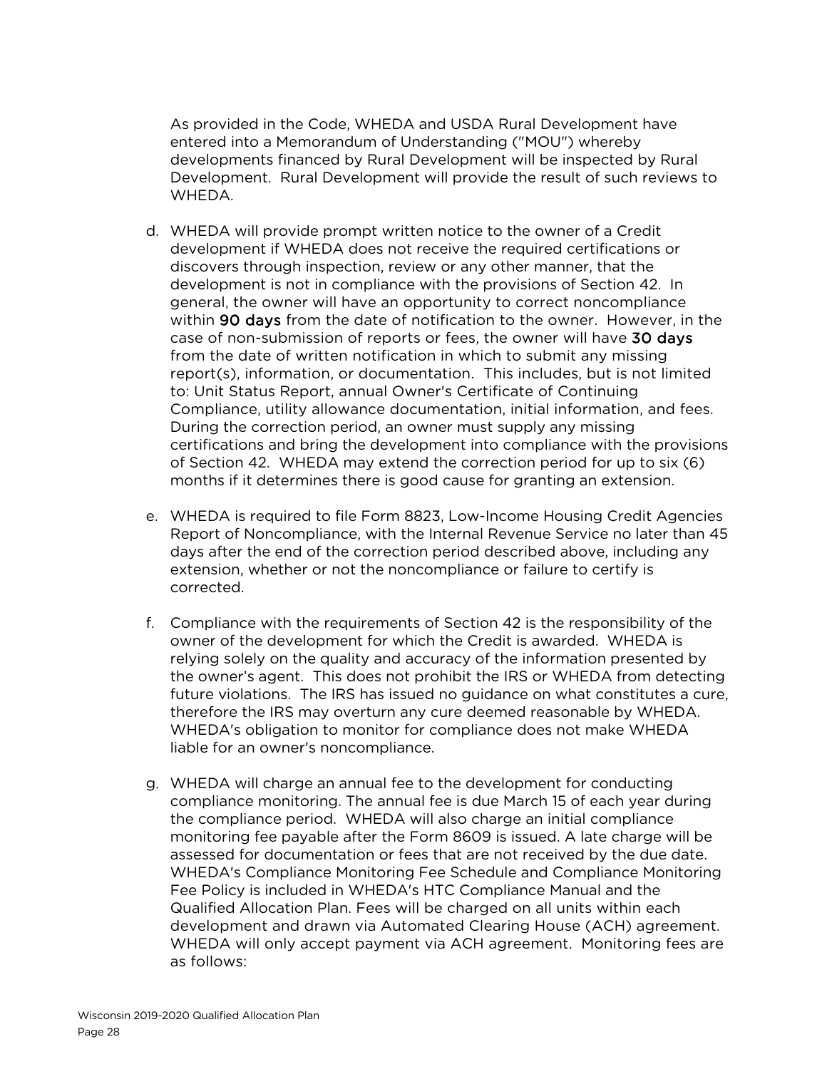As provided in the Code, WHEDA and USDA Rural Development have entered into a Memorandum of Understanding ("MOU") whereby developments financed by Rural Development will be inspected by Rural Development. Rural Development will provide the result of such reviews to WHEDA.

d. WHEDA will provide prompt written notice to the owner of a Credit development if WHEDA does not receive the required certifications or discovers through inspection, review or any other manner, that the development is not in compliance with the provisions of Section 42. In general, the owner will have an opportunity to correct noncompliance within **90 days** from the date of notification to the owner. However, in the case of non-submission of reports or fees, the owner will have **30 days** from the date of written notification in which to submit any missing report(s), information, or documentation. This includes, but is not limited to: Unit Status Report, annual Owner's Certificate of Continuing Compliance, utility allowance documentation, initial information, and fees. During the correction period, an owner must supply any missing certifications and bring the development into compliance with the provisions of Section 42. WHEDA may extend the correction period for up to six (6) months if it determines there is good cause for granting an extension.

e. WHEDA is required to file Form 8823, Low-Income Housing Credit Agencies Report of Noncompliance, with the Internal Revenue Service no later than 45 days after the end of the correction period described above, including any extension, whether or not the noncompliance or failure to certify is corrected.

f. Compliance with the requirements of Section 42 is the responsibility of the owner of the development for which the Credit is awarded. WHEDA is relying solely on the quality and accuracy of the information presented by the owner's agent. This does not prohibit the IRS or WHEDA from detecting future violations. The IRS has issued no guidance on what constitutes a cure, therefore the IRS may overturn any cure deemed reasonable by WHEDA. WHEDA's obligation to monitor for compliance does not make WHEDA liable for an owner's noncompliance.

g. WHEDA will charge an annual fee to the development for conducting compliance monitoring. The annual fee is due March 15 of each year during the compliance period. WHEDA will also charge an initial compliance monitoring fee payable after the Form 8609 is issued. A late charge will be assessed for documentation or fees that are not received by the due date. WHEDA's Compliance Monitoring Fee Schedule and Compliance Monitoring Fee Policy is included in WHEDA's HTC Compliance Manual and the Qualified Allocation Plan. Fees will be charged on all units within each development and drawn via Automated Clearing House (ACH) agreement. WHEDA will only accept payment via ACH agreement. Monitoring fees are as follows: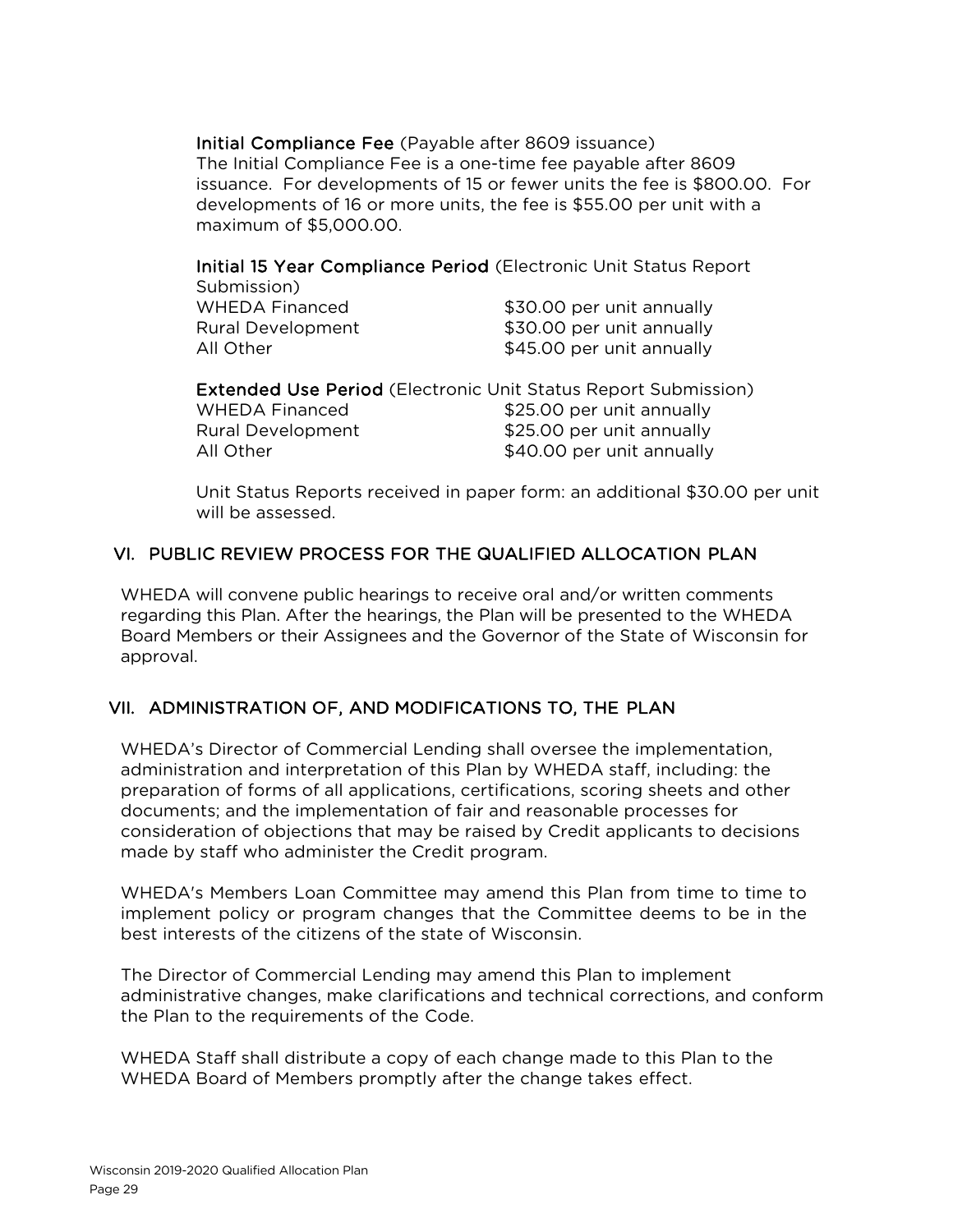**Initial Compliance Fee** (Payable after 8609 issuance)
The Initial Compliance Fee is a one-time fee payable after 8609 issuance. For developments of 15 or fewer units the fee is $800.00. For developments of 16 or more units, the fee is $55.00 per unit with a maximum of $5,000.00.

**Initial 15 Year Compliance Period** (Electronic Unit Status Report Submission)

| | |
|---|---|
| WHEDA Financed | $30.00 per unit annually |
| Rural Development | $30.00 per unit annually |
| All Other | $45.00 per unit annually |

**Extended Use Period** (Electronic Unit Status Report Submission)

| | |
|---|---|
| WHEDA Financed | $25.00 per unit annually |
| Rural Development | $25.00 per unit annually |
| All Other | $40.00 per unit annually |

Unit Status Reports received in paper form: an additional $30.00 per unit will be assessed.

## VI. PUBLIC REVIEW PROCESS FOR THE QUALIFIED ALLOCATION PLAN

WHEDA will convene public hearings to receive oral and/or written comments regarding this Plan. After the hearings, the Plan will be presented to the WHEDA Board Members or their Assignees and the Governor of the State of Wisconsin for approval.

## VII. ADMINISTRATION OF, AND MODIFICATIONS TO, THE PLAN

WHEDA's Director of Commercial Lending shall oversee the implementation, administration and interpretation of this Plan by WHEDA staff, including: the preparation of forms of all applications, certifications, scoring sheets and other documents; and the implementation of fair and reasonable processes for consideration of objections that may be raised by Credit applicants to decisions made by staff who administer the Credit program.

WHEDA's Members Loan Committee may amend this Plan from time to time to implement policy or program changes that the Committee deems to be in the best interests of the citizens of the state of Wisconsin.

The Director of Commercial Lending may amend this Plan to implement administrative changes, make clarifications and technical corrections, and conform the Plan to the requirements of the Code.

WHEDA Staff shall distribute a copy of each change made to this Plan to the WHEDA Board of Members promptly after the change takes effect.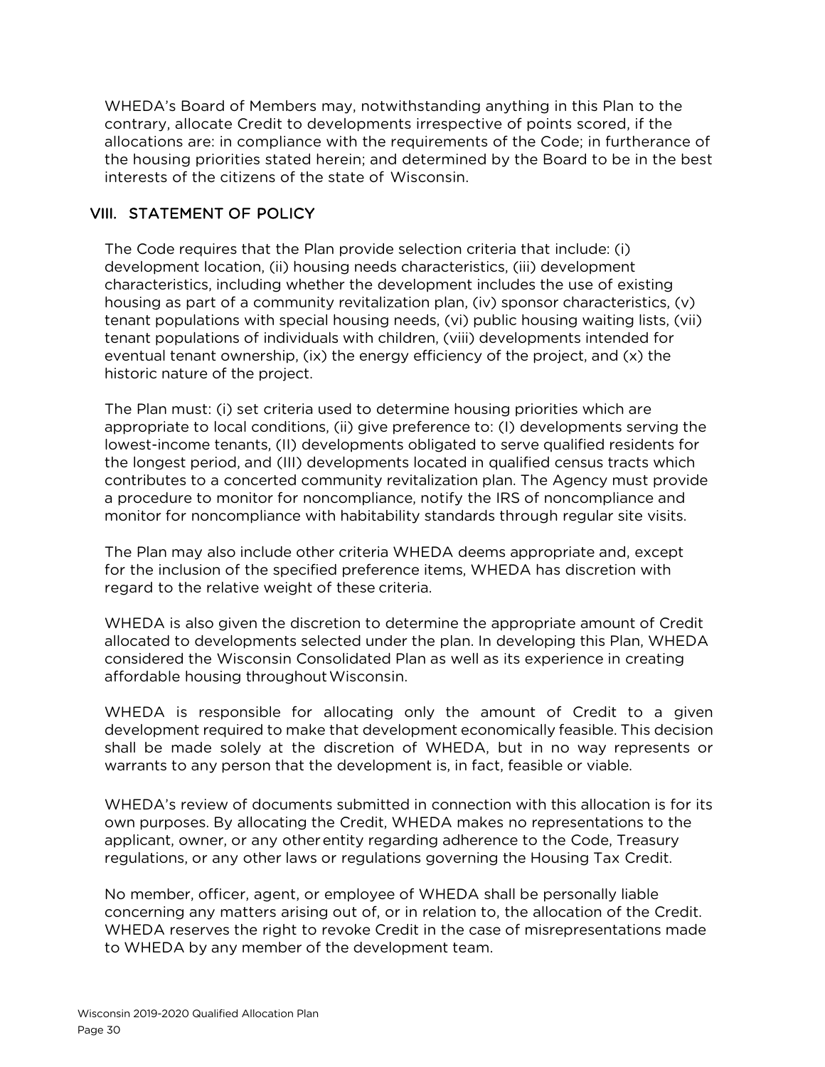WHEDA's Board of Members may, notwithstanding anything in this Plan to the contrary, allocate Credit to developments irrespective of points scored, if the allocations are: in compliance with the requirements of the Code; in furtherance of the housing priorities stated herein; and determined by the Board to be in the best interests of the citizens of the state of Wisconsin.

## VIII. STATEMENT OF POLICY

The Code requires that the Plan provide selection criteria that include: (i) development location, (ii) housing needs characteristics, (iii) development characteristics, including whether the development includes the use of existing housing as part of a community revitalization plan, (iv) sponsor characteristics, (v) tenant populations with special housing needs, (vi) public housing waiting lists, (vii) tenant populations of individuals with children, (viii) developments intended for eventual tenant ownership, (ix) the energy efficiency of the project, and (x) the historic nature of the project.

The Plan must: (i) set criteria used to determine housing priorities which are appropriate to local conditions, (ii) give preference to: (I) developments serving the lowest-income tenants, (II) developments obligated to serve qualified residents for the longest period, and (III) developments located in qualified census tracts which contributes to a concerted community revitalization plan. The Agency must provide a procedure to monitor for noncompliance, notify the IRS of noncompliance and monitor for noncompliance with habitability standards through regular site visits.

The Plan may also include other criteria WHEDA deems appropriate and, except for the inclusion of the specified preference items, WHEDA has discretion with regard to the relative weight of these criteria.

WHEDA is also given the discretion to determine the appropriate amount of Credit allocated to developments selected under the plan. In developing this Plan, WHEDA considered the Wisconsin Consolidated Plan as well as its experience in creating affordable housing throughout Wisconsin.

WHEDA is responsible for allocating only the amount of Credit to a given development required to make that development economically feasible. This decision shall be made solely at the discretion of WHEDA, but in no way represents or warrants to any person that the development is, in fact, feasible or viable.

WHEDA's review of documents submitted in connection with this allocation is for its own purposes. By allocating the Credit, WHEDA makes no representations to the applicant, owner, or any other entity regarding adherence to the Code, Treasury regulations, or any other laws or regulations governing the Housing Tax Credit.

No member, officer, agent, or employee of WHEDA shall be personally liable concerning any matters arising out of, or in relation to, the allocation of the Credit. WHEDA reserves the right to revoke Credit in the case of misrepresentations made to WHEDA by any member of the development team.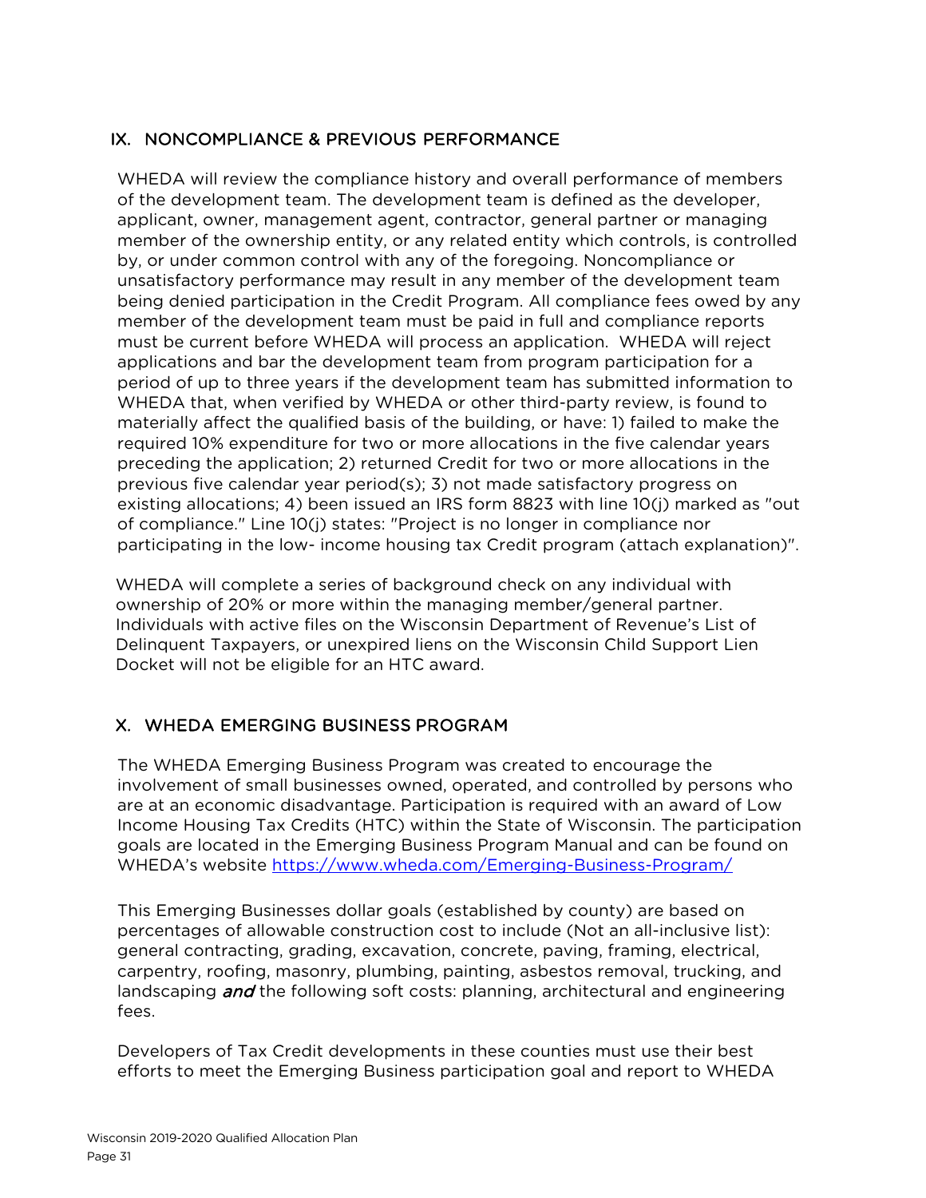## IX. NONCOMPLIANCE & PREVIOUS PERFORMANCE

WHEDA will review the compliance history and overall performance of members of the development team. The development team is defined as the developer, applicant, owner, management agent, contractor, general partner or managing member of the ownership entity, or any related entity which controls, is controlled by, or under common control with any of the foregoing. Noncompliance or unsatisfactory performance may result in any member of the development team being denied participation in the Credit Program. All compliance fees owed by any member of the development team must be paid in full and compliance reports must be current before WHEDA will process an application. WHEDA will reject applications and bar the development team from program participation for a period of up to three years if the development team has submitted information to WHEDA that, when verified by WHEDA or other third-party review, is found to materially affect the qualified basis of the building, or have: 1) failed to make the required 10% expenditure for two or more allocations in the five calendar years preceding the application; 2) returned Credit for two or more allocations in the previous five calendar year period(s); 3) not made satisfactory progress on existing allocations; 4) been issued an IRS form 8823 with line 10(j) marked as "out of compliance." Line 10(j) states: "Project is no longer in compliance nor participating in the low- income housing tax Credit program (attach explanation)".

WHEDA will complete a series of background check on any individual with ownership of 20% or more within the managing member/general partner. Individuals with active files on the Wisconsin Department of Revenue's List of Delinquent Taxpayers, or unexpired liens on the Wisconsin Child Support Lien Docket will not be eligible for an HTC award.

## X. WHEDA EMERGING BUSINESS PROGRAM

The WHEDA Emerging Business Program was created to encourage the involvement of small businesses owned, operated, and controlled by persons who are at an economic disadvantage. Participation is required with an award of Low Income Housing Tax Credits (HTC) within the State of Wisconsin. The participation goals are located in the Emerging Business Program Manual and can be found on WHEDA's website [https://www.wheda.com/Emerging-Business-Program/](https://www.wheda.com/Emerging-Business-Program/)

This Emerging Businesses dollar goals (established by county) are based on percentages of allowable construction cost to include (Not an all-inclusive list): general contracting, grading, excavation, concrete, paving, framing, electrical, carpentry, roofing, masonry, plumbing, painting, asbestos removal, trucking, and landscaping ***and*** the following soft costs: planning, architectural and engineering fees.

Developers of Tax Credit developments in these counties must use their best efforts to meet the Emerging Business participation goal and report to WHEDA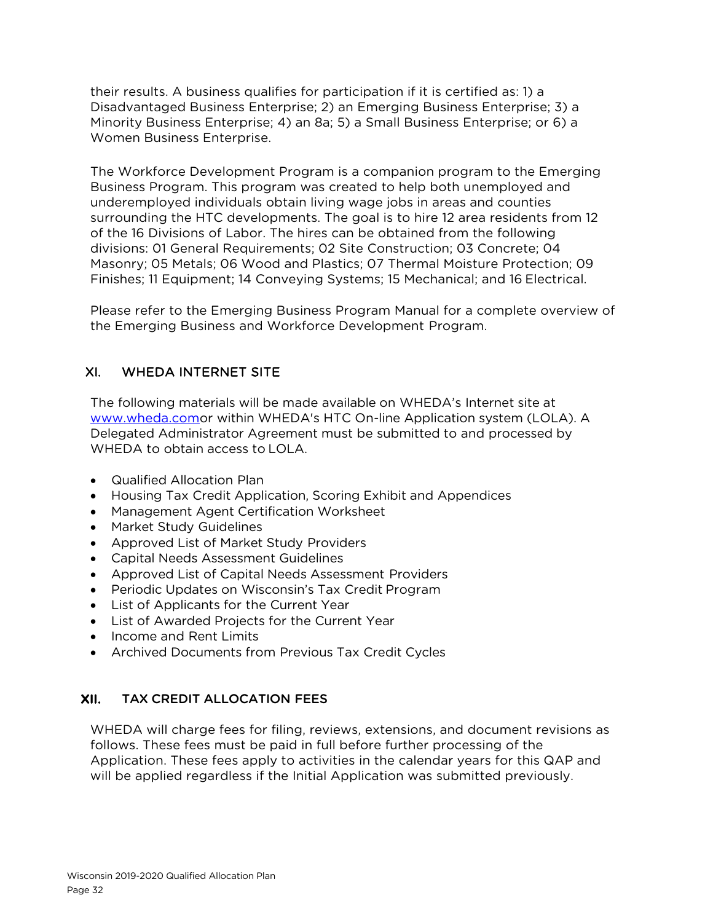their results. A business qualifies for participation if it is certified as: 1) a Disadvantaged Business Enterprise; 2) an Emerging Business Enterprise; 3) a Minority Business Enterprise; 4) an 8a; 5) a Small Business Enterprise; or 6) a Women Business Enterprise.

The Workforce Development Program is a companion program to the Emerging Business Program. This program was created to help both unemployed and underemployed individuals obtain living wage jobs in areas and counties surrounding the HTC developments. The goal is to hire 12 area residents from 12 of the 16 Divisions of Labor. The hires can be obtained from the following divisions: 01 General Requirements; 02 Site Construction; 03 Concrete; 04 Masonry; 05 Metals; 06 Wood and Plastics; 07 Thermal Moisture Protection; 09 Finishes; 11 Equipment; 14 Conveying Systems; 15 Mechanical; and 16 Electrical.

Please refer to the Emerging Business Program Manual for a complete overview of the Emerging Business and Workforce Development Program.

## XI. WHEDA INTERNET SITE

The following materials will be made available on WHEDA's Internet site at www.wheda.comor within WHEDA's HTC On-line Application system (LOLA). A Delegated Administrator Agreement must be submitted to and processed by WHEDA to obtain access to LOLA.

- Qualified Allocation Plan
- Housing Tax Credit Application, Scoring Exhibit and Appendices
- Management Agent Certification Worksheet
- Market Study Guidelines
- Approved List of Market Study Providers
- Capital Needs Assessment Guidelines
- Approved List of Capital Needs Assessment Providers
- Periodic Updates on Wisconsin's Tax Credit Program
- List of Applicants for the Current Year
- List of Awarded Projects for the Current Year
- Income and Rent Limits
- Archived Documents from Previous Tax Credit Cycles

## XII. TAX CREDIT ALLOCATION FEES

WHEDA will charge fees for filing, reviews, extensions, and document revisions as follows. These fees must be paid in full before further processing of the Application. These fees apply to activities in the calendar years for this QAP and will be applied regardless if the Initial Application was submitted previously.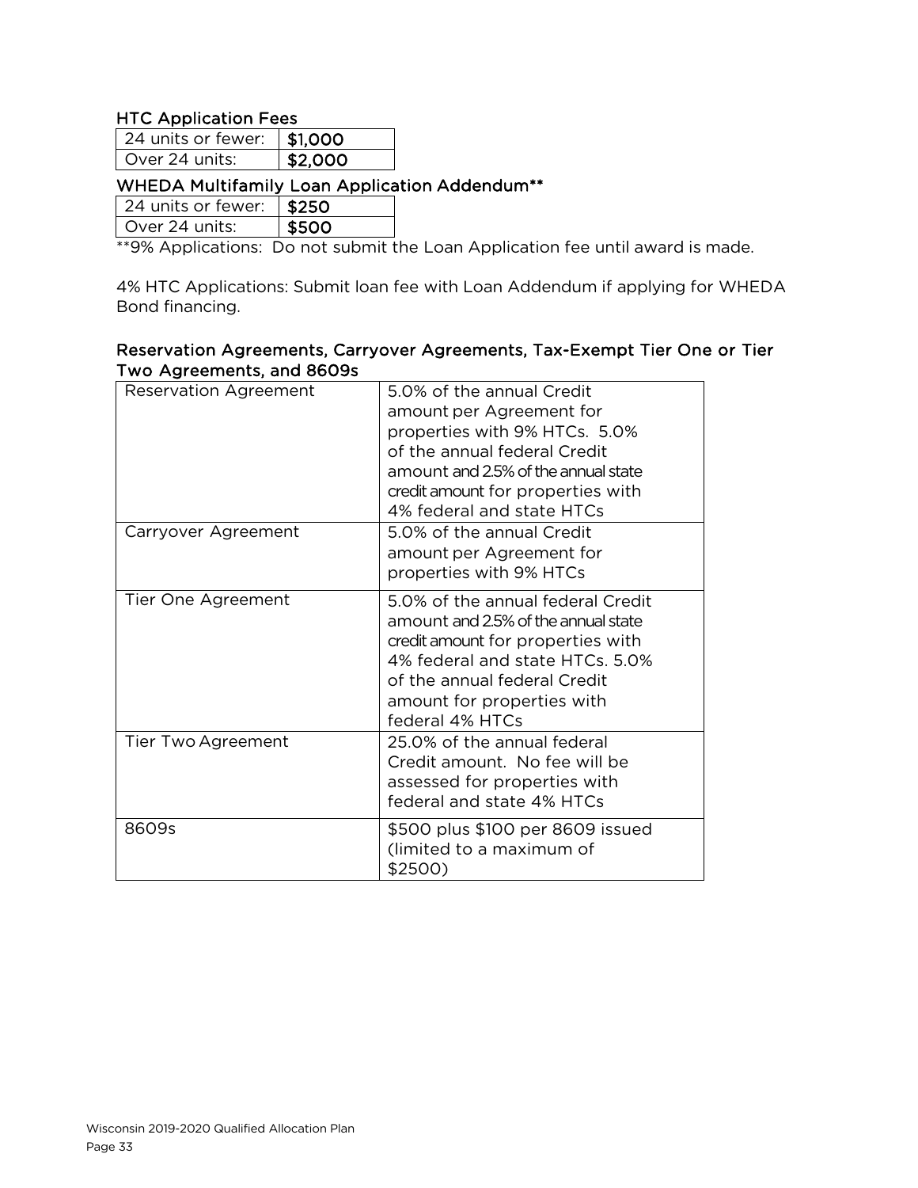### HTC Application Fees

| 24 units or fewer: | $1,000 |
|---|---|
| Over 24 units: | $2,000 |

### WHEDA Multifamily Loan Application Addendum**

| 24 units or fewer: | $250 |
|---|---|
| Over 24 units: | $500 |

**9% Applications: Do not submit the Loan Application fee until award is made.

4% HTC Applications: Submit loan fee with Loan Addendum if applying for WHEDA Bond financing.

### Reservation Agreements, Carryover Agreements, Tax-Exempt Tier One or Tier Two Agreements, and 8609s

| | |
|---|---|
| Reservation Agreement | 5.0% of the annual Credit amount per Agreement for properties with 9% HTCs. 5.0% of the annual federal Credit amount and 2.5% of the annual state credit amount for properties with 4% federal and state HTCs |
| Carryover Agreement | 5.0% of the annual Credit amount per Agreement for properties with 9% HTCs |
| Tier One Agreement | 5.0% of the annual federal Credit amount and 2.5% of the annual state credit amount for properties with 4% federal and state HTCs. 5.0% of the annual federal Credit amount for properties with federal 4% HTCs |
| Tier Two Agreement | 25.0% of the annual federal Credit amount. No fee will be assessed for properties with federal and state 4% HTCs |
| 8609s | $500 plus $100 per 8609 issued (limited to a maximum of $2500) |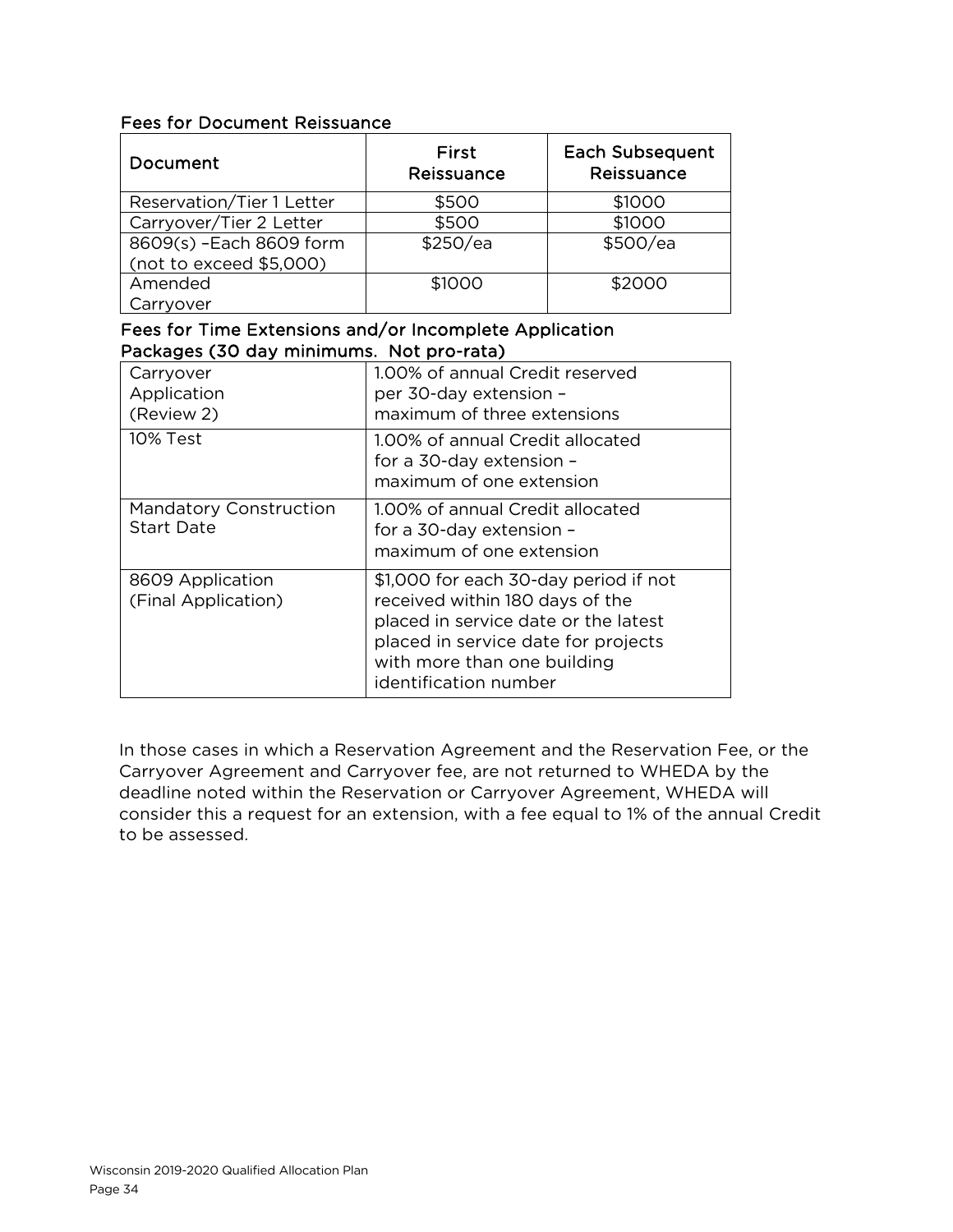### Fees for Document Reissuance

| Document | First Reissuance | Each Subsequent Reissuance |
|---|---|---|
| Reservation/Tier 1 Letter | $500 | $1000 |
| Carryover/Tier 2 Letter | $500 | $1000 |
| 8609(s) –Each 8609 form (not to exceed $5,000) | $250/ea | $500/ea |
| Amended Carryover | $1000 | $2000 |

### Fees for Time Extensions and/or Incomplete Application Packages (30 day minimums. Not pro-rata)

| | |
|---|---|
| Carryover Application (Review 2) | 1.00% of annual Credit reserved per 30-day extension – maximum of three extensions |
| 10% Test | 1.00% of annual Credit allocated for a 30-day extension – maximum of one extension |
| Mandatory Construction Start Date | 1.00% of annual Credit allocated for a 30-day extension – maximum of one extension |
| 8609 Application (Final Application) | $1,000 for each 30-day period if not received within 180 days of the placed in service date or the latest placed in service date for projects with more than one building identification number |

In those cases in which a Reservation Agreement and the Reservation Fee, or the Carryover Agreement and Carryover fee, are not returned to WHEDA by the deadline noted within the Reservation or Carryover Agreement, WHEDA will consider this a request for an extension, with a fee equal to 1% of the annual Credit to be assessed.